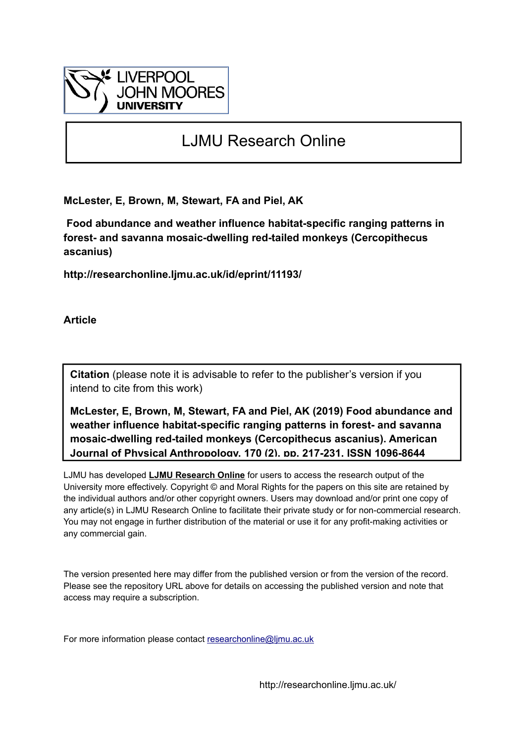LIVERPOOL JOHN MOORES UNIVERSITY

# LJMU Research Online

**McLester, E, Brown, M, Stewart, FA and Piel, AK**

**Food abundance and weather influence habitat-specific ranging patterns in forest- and savanna mosaic-dwelling red-tailed monkeys (Cercopithecus ascanius)**

**http://researchonline.ljmu.ac.uk/id/eprint/11193/**

**Article**

**Citation** (please note it is advisable to refer to the publisher's version if you intend to cite from this work)

**McLester, E, Brown, M, Stewart, FA and Piel, AK (2019) Food abundance and weather influence habitat-specific ranging patterns in forest- and savanna mosaic-dwelling red-tailed monkeys (Cercopithecus ascanius). American Journal of Physical Anthropology, 170 (2). pp. 217-231. ISSN 1096-8644**

LJMU has developed **LJMU Research Online** for users to access the research output of the University more effectively. Copyright © and Moral Rights for the papers on this site are retained by the individual authors and/or other copyright owners. Users may download and/or print one copy of any article(s) in LJMU Research Online to facilitate their private study or for non-commercial research. You may not engage in further distribution of the material or use it for any profit-making activities or any commercial gain.

The version presented here may differ from the published version or from the version of the record. Please see the repository URL above for details on accessing the published version and note that access may require a subscription.

For more information please contact researchonline@ljmu.ac.uk

http://researchonline.ljmu.ac.uk/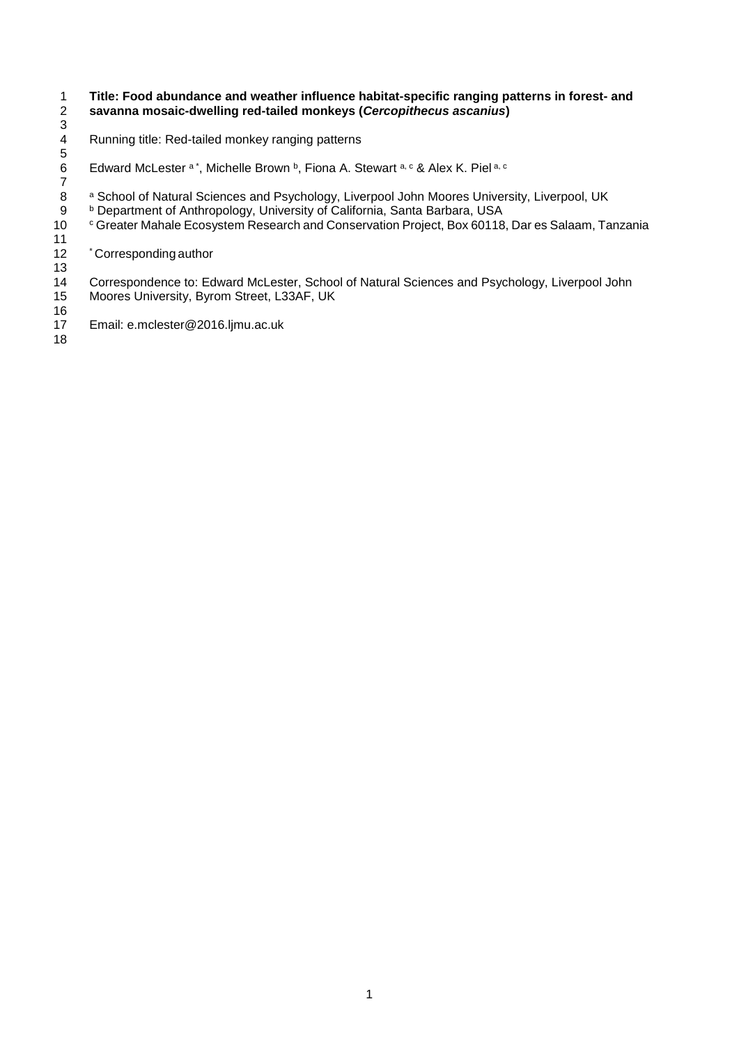**Title: Food abundance and weather influence habitat-specific ranging patterns in forest- and savanna mosaic-dwelling red-tailed monkeys (*Cercopithecus ascanius*)**

Running title: Red-tailed monkey ranging patterns

Edward McLester [a*], Michelle Brown [b], Fiona A. Stewart [a, c] & Alex K. Piel [a, c]

[a] School of Natural Sciences and Psychology, Liverpool John Moores University, Liverpool, UK
[b] Department of Anthropology, University of California, Santa Barbara, USA
[c] Greater Mahale Ecosystem Research and Conservation Project, Box 60118, Dar es Salaam, Tanzania

[*] Corresponding author

Correspondence to: Edward McLester, School of Natural Sciences and Psychology, Liverpool John Moores University, Byrom Street, L33AF, UK

Email: e.mclester@2016.ljmu.ac.uk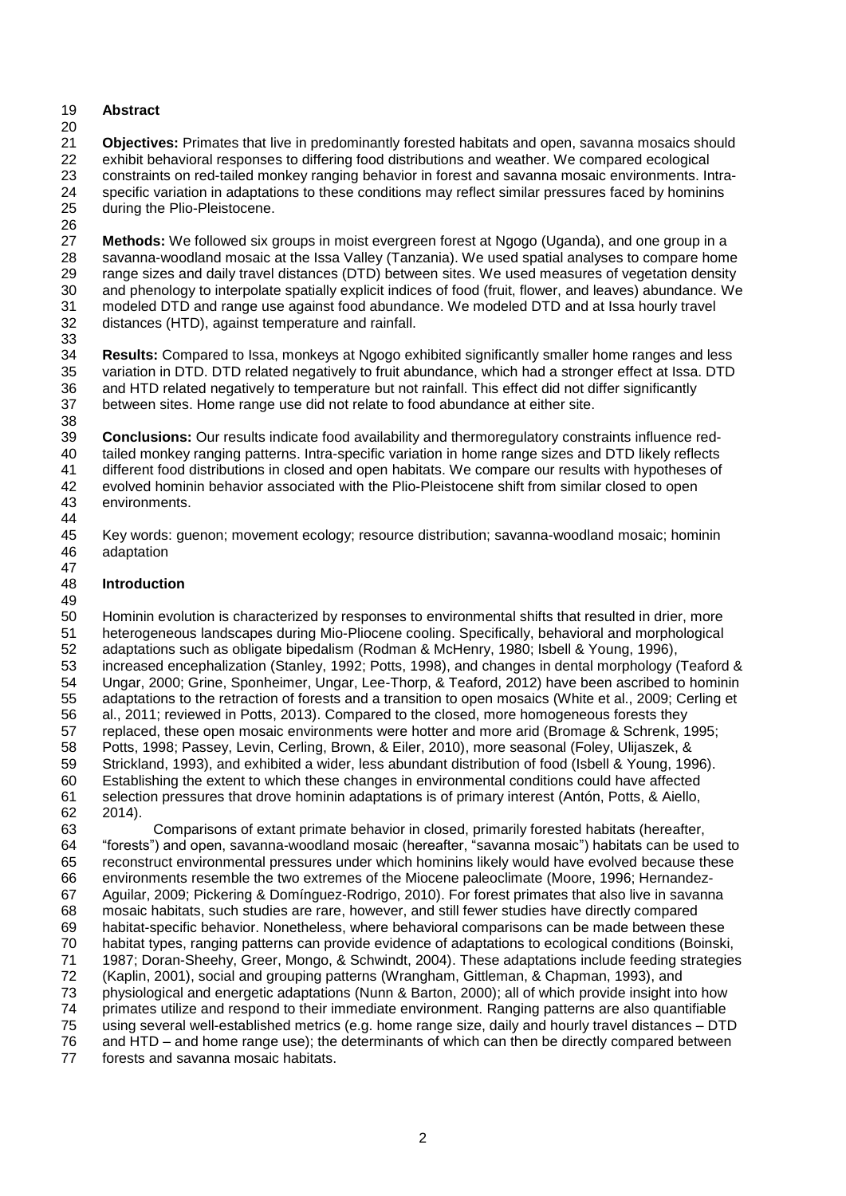## Abstract

**Objectives:** Primates that live in predominantly forested habitats and open, savanna mosaics should exhibit behavioral responses to differing food distributions and weather. We compared ecological constraints on red-tailed monkey ranging behavior in forest and savanna mosaic environments. Intra-specific variation in adaptations to these conditions may reflect similar pressures faced by hominins during the Plio-Pleistocene.

**Methods:** We followed six groups in moist evergreen forest at Ngogo (Uganda), and one group in a savanna-woodland mosaic at the Issa Valley (Tanzania). We used spatial analyses to compare home range sizes and daily travel distances (DTD) between sites. We used measures of vegetation density and phenology to interpolate spatially explicit indices of food (fruit, flower, and leaves) abundance. We modeled DTD and range use against food abundance. We modeled DTD and at Issa hourly travel distances (HTD), against temperature and rainfall.

**Results:** Compared to Issa, monkeys at Ngogo exhibited significantly smaller home ranges and less variation in DTD. DTD related negatively to fruit abundance, which had a stronger effect at Issa. DTD and HTD related negatively to temperature but not rainfall. This effect did not differ significantly between sites. Home range use did not relate to food abundance at either site.

**Conclusions:** Our results indicate food availability and thermoregulatory constraints influence red-tailed monkey ranging patterns. Intra-specific variation in home range sizes and DTD likely reflects different food distributions in closed and open habitats. We compare our results with hypotheses of evolved hominin behavior associated with the Plio-Pleistocene shift from similar closed to open environments.

Key words: guenon; movement ecology; resource distribution; savanna-woodland mosaic; hominin adaptation

## Introduction

Hominin evolution is characterized by responses to environmental shifts that resulted in drier, more heterogeneous landscapes during Mio-Pliocene cooling. Specifically, behavioral and morphological adaptations such as obligate bipedalism (Rodman & McHenry, 1980; Isbell & Young, 1996), increased encephalization (Stanley, 1992; Potts, 1998), and changes in dental morphology (Teaford & Ungar, 2000; Grine, Sponheimer, Ungar, Lee-Thorp, & Teaford, 2012) have been ascribed to hominin adaptations to the retraction of forests and a transition to open mosaics (White et al., 2009; Cerling et al., 2011; reviewed in Potts, 2013). Compared to the closed, more homogeneous forests they replaced, these open mosaic environments were hotter and more arid (Bromage & Schrenk, 1995; Potts, 1998; Passey, Levin, Cerling, Brown, & Eiler, 2010), more seasonal (Foley, Ulijaszek, & Strickland, 1993), and exhibited a wider, less abundant distribution of food (Isbell & Young, 1996). Establishing the extent to which these changes in environmental conditions could have affected selection pressures that drove hominin adaptations is of primary interest (Antón, Potts, & Aiello, 2014).

Comparisons of extant primate behavior in closed, primarily forested habitats (hereafter, "forests") and open, savanna-woodland mosaic (hereafter, "savanna mosaic") habitats can be used to reconstruct environmental pressures under which hominins likely would have evolved because these environments resemble the two extremes of the Miocene paleoclimate (Moore, 1996; Hernandez-Aguilar, 2009; Pickering & Domínguez-Rodrigo, 2010). For forest primates that also live in savanna mosaic habitats, such studies are rare, however, and still fewer studies have directly compared habitat-specific behavior. Nonetheless, where behavioral comparisons can be made between these habitat types, ranging patterns can provide evidence of adaptations to ecological conditions (Boinski, 1987; Doran-Sheehy, Greer, Mongo, & Schwindt, 2004). These adaptations include feeding strategies (Kaplin, 2001), social and grouping patterns (Wrangham, Gittleman, & Chapman, 1993), and physiological and energetic adaptations (Nunn & Barton, 2000); all of which provide insight into how primates utilize and respond to their immediate environment. Ranging patterns are also quantifiable using several well-established metrics (e.g. home range size, daily and hourly travel distances – DTD and HTD – and home range use); the determinants of which can then be directly compared between forests and savanna mosaic habitats.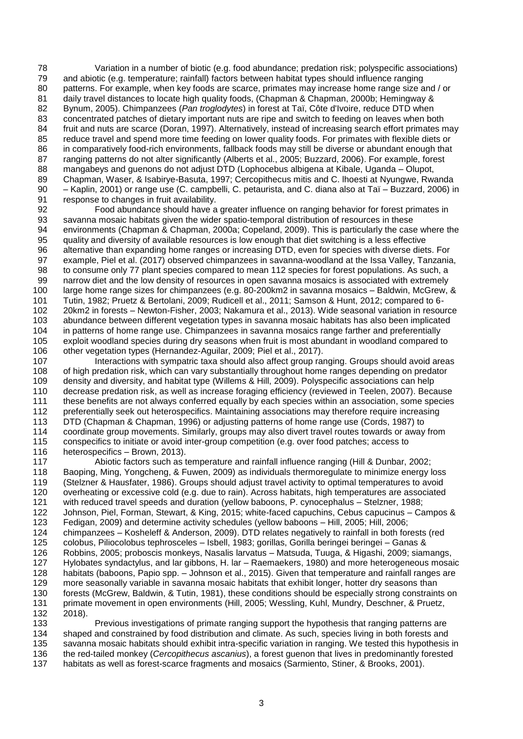Variation in a number of biotic (e.g. food abundance; predation risk; polyspecific associations) and abiotic (e.g. temperature; rainfall) factors between habitat types should influence ranging patterns. For example, when key foods are scarce, primates may increase home range size and / or daily travel distances to locate high quality foods, (Chapman & Chapman, 2000b; Hemingway & Bynum, 2005). Chimpanzees (*Pan troglodytes*) in forest at Taï, Côte d'Ivoire, reduce DTD when concentrated patches of dietary important nuts are ripe and switch to feeding on leaves when both fruit and nuts are scarce (Doran, 1997). Alternatively, instead of increasing search effort primates may reduce travel and spend more time feeding on lower quality foods. For primates with flexible diets or in comparatively food-rich environments, fallback foods may still be diverse or abundant enough that ranging patterns do not alter significantly (Alberts et al., 2005; Buzzard, 2006). For example, forest mangabeys and guenons do not adjust DTD (Lophocebus albigena at Kibale, Uganda – Olupot, Chapman, Waser, & Isabirye-Basuta, 1997; Cercopithecus mitis and C. lhoesti at Nyungwe, Rwanda – Kaplin, 2001) or range use (C. campbelli, C. petaurista, and C. diana also at Taï – Buzzard, 2006) in response to changes in fruit availability.

Food abundance should have a greater influence on ranging behavior for forest primates in savanna mosaic habitats given the wider spatio-temporal distribution of resources in these environments (Chapman & Chapman, 2000a; Copeland, 2009). This is particularly the case where the quality and diversity of available resources is low enough that diet switching is a less effective alternative than expanding home ranges or increasing DTD, even for species with diverse diets. For example, Piel et al. (2017) observed chimpanzees in savanna-woodland at the Issa Valley, Tanzania, to consume only 77 plant species compared to mean 112 species for forest populations. As such, a narrow diet and the low density of resources in open savanna mosaics is associated with extremely large home range sizes for chimpanzees (e.g. 80-200km2 in savanna mosaics – Baldwin, McGrew, & Tutin, 1982; Pruetz & Bertolani, 2009; Rudicell et al., 2011; Samson & Hunt, 2012; compared to 6-20km2 in forests – Newton-Fisher, 2003; Nakamura et al., 2013). Wide seasonal variation in resource abundance between different vegetation types in savanna mosaic habitats has also been implicated in patterns of home range use. Chimpanzees in savanna mosaics range farther and preferentially exploit woodland species during dry seasons when fruit is most abundant in woodland compared to other vegetation types (Hernandez-Aguilar, 2009; Piel et al., 2017).

Interactions with sympatric taxa should also affect group ranging. Groups should avoid areas of high predation risk, which can vary substantially throughout home ranges depending on predator density and diversity, and habitat type (Willems & Hill, 2009). Polyspecific associations can help decrease predation risk, as well as increase foraging efficiency (reviewed in Teelen, 2007). Because these benefits are not always conferred equally by each species within an association, some species preferentially seek out heterospecifics. Maintaining associations may therefore require increasing DTD (Chapman & Chapman, 1996) or adjusting patterns of home range use (Cords, 1987) to coordinate group movements. Similarly, groups may also divert travel routes towards or away from conspecifics to initiate or avoid inter-group competition (e.g. over food patches; access to heterospecifics – Brown, 2013).

Abiotic factors such as temperature and rainfall influence ranging (Hill & Dunbar, 2002; Baoping, Ming, Yongcheng, & Fuwen, 2009) as individuals thermoregulate to minimize energy loss (Stelzner & Hausfater, 1986). Groups should adjust travel activity to optimal temperatures to avoid overheating or excessive cold (e.g. due to rain). Across habitats, high temperatures are associated with reduced travel speeds and duration (yellow baboons, P. cynocephalus – Stelzner, 1988; Johnson, Piel, Forman, Stewart, & King, 2015; white-faced capuchins, Cebus capucinus – Campos & Fedigan, 2009) and determine activity schedules (yellow baboons – Hill, 2005; Hill, 2006; chimpanzees – Kosheleff & Anderson, 2009). DTD relates negatively to rainfall in both forests (red colobus, Piliocolobus tephrosceles – Isbell, 1983; gorillas, Gorilla beringei beringei – Ganas & Robbins, 2005; proboscis monkeys, Nasalis larvatus – Matsuda, Tuuga, & Higashi, 2009; siamangs, Hylobates syndactylus, and lar gibbons, H. lar – Raemaekers, 1980) and more heterogeneous mosaic habitats (baboons, Papio spp. – Johnson et al., 2015). Given that temperature and rainfall ranges are more seasonally variable in savanna mosaic habitats that exhibit longer, hotter dry seasons than forests (McGrew, Baldwin, & Tutin, 1981), these conditions should be especially strong constraints on primate movement in open environments (Hill, 2005; Wessling, Kuhl, Mundry, Deschner, & Pruetz, 2018).

Previous investigations of primate ranging support the hypothesis that ranging patterns are shaped and constrained by food distribution and climate. As such, species living in both forests and savanna mosaic habitats should exhibit intra-specific variation in ranging. We tested this hypothesis in the red-tailed monkey (*Cercopithecus ascanius*), a forest guenon that lives in predominantly forested habitats as well as forest-scarce fragments and mosaics (Sarmiento, Stiner, & Brooks, 2001).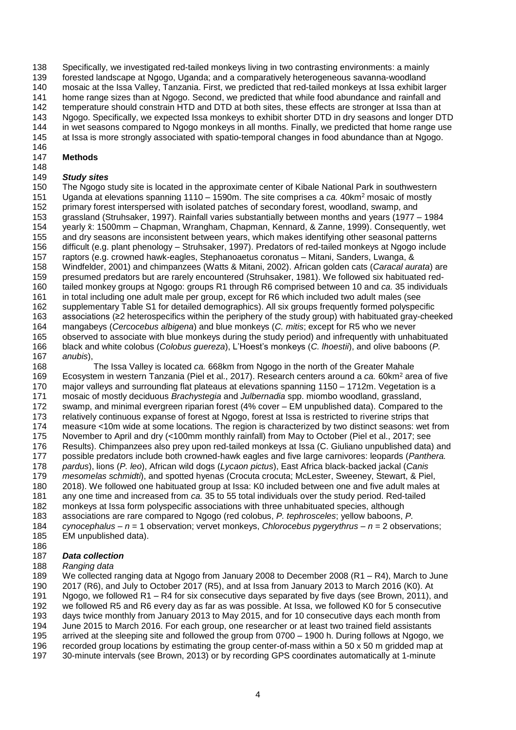Specifically, we investigated red-tailed monkeys living in two contrasting environments: a mainly forested landscape at Ngogo, Uganda; and a comparatively heterogeneous savanna-woodland mosaic at the Issa Valley, Tanzania. First, we predicted that red-tailed monkeys at Issa exhibit larger home range sizes than at Ngogo. Second, we predicted that while food abundance and rainfall and temperature should constrain HTD and DTD at both sites, these effects are stronger at Issa than at Ngogo. Specifically, we expected Issa monkeys to exhibit shorter DTD in dry seasons and longer DTD in wet seasons compared to Ngogo monkeys in all months. Finally, we predicted that home range use at Issa is more strongly associated with spatio-temporal changes in food abundance than at Ngogo.

## Methods

### *Study sites*

The Ngogo study site is located in the approximate center of Kibale National Park in southwestern Uganda at elevations spanning 1110 – 1590m. The site comprises a *ca.* 40km$^2$ mosaic of mostly primary forest interspersed with isolated patches of secondary forest, woodland, swamp, and grassland (Struhsaker, 1997). Rainfall varies substantially between months and years (1977 – 1984 yearly x̄: 1500mm – Chapman, Wrangham, Chapman, Kennard, & Zanne, 1999). Consequently, wet and dry seasons are inconsistent between years, which makes identifying other seasonal patterns difficult (e.g. plant phenology – Struhsaker, 1997). Predators of red-tailed monkeys at Ngogo include raptors (e.g. crowned hawk-eagles, Stephanoaetus coronatus – Mitani, Sanders, Lwanga, & Windfelder, 2001) and chimpanzees (Watts & Mitani, 2002). African golden cats (*Caracal aurata*) are presumed predators but are rarely encountered (Struhsaker, 1981). We followed six habituated red-tailed monkey groups at Ngogo: groups R1 through R6 comprised between 10 and *ca.* 35 individuals in total including one adult male per group, except for R6 which included two adult males (see supplementary Table S1 for detailed demographics). All six groups frequently formed polyspecific associations (≥2 heterospecifics within the periphery of the study group) with habituated gray-cheeked mangabeys (*Cercocebus albigena*) and blue monkeys (*C. mitis*; except for R5 who we never observed to associate with blue monkeys during the study period) and infrequently with unhabituated black and white colobus (*Colobus guereza*), L'Hoest's monkeys (*C. lhoestii*), and olive baboons (*P. anubis*),

The Issa Valley is located *ca.* 668km from Ngogo in the north of the Greater Mahale Ecosystem in western Tanzania (Piel et al., 2017). Research centers around a *ca.* 60km$^2$ area of five major valleys and surrounding flat plateaus at elevations spanning 1150 – 1712m. Vegetation is a mosaic of mostly deciduous *Brachystegia* and *Julbernadia* spp. miombo woodland, grassland, swamp, and minimal evergreen riparian forest (4% cover – EM unpublished data). Compared to the relatively continuous expanse of forest at Ngogo, forest at Issa is restricted to riverine strips that measure <10m wide at some locations. The region is characterized by two distinct seasons: wet from November to April and dry (<100mm monthly rainfall) from May to October (Piel et al., 2017; see Results). Chimpanzees also prey upon red-tailed monkeys at Issa (C. Giuliano unpublished data) and possible predators include both crowned-hawk eagles and five large carnivores: leopards (*Panthera. pardus*), lions (*P. leo*), African wild dogs (*Lycaon pictus*), East Africa black-backed jackal (*Canis mesomelas schmidti*), and spotted hyenas (Crocuta crocuta; McLester, Sweeney, Stewart, & Piel, 2018). We followed one habituated group at Issa: K0 included between one and five adult males at any one time and increased from *ca.* 35 to 55 total individuals over the study period. Red-tailed monkeys at Issa form polyspecific associations with three unhabituated species, although associations are rare compared to Ngogo (red colobus, *P. tephrosceles*; yellow baboons, *P. cynocephalus* – *n* = 1 observation; vervet monkeys, *Chlorocebus pygerythrus* – *n* = 2 observations; EM unpublished data).

### *Data collection*

*Ranging data*

We collected ranging data at Ngogo from January 2008 to December 2008 (R1 – R4), March to June 2017 (R6), and July to October 2017 (R5), and at Issa from January 2013 to March 2016 (K0). At Ngogo, we followed R1 – R4 for six consecutive days separated by five days (see Brown, 2011), and we followed R5 and R6 every day as far as was possible. At Issa, we followed K0 for 5 consecutive days twice monthly from January 2013 to May 2015, and for 10 consecutive days each month from June 2015 to March 2016. For each group, one researcher or at least two trained field assistants arrived at the sleeping site and followed the group from 0700 – 1900 h. During follows at Ngogo, we recorded group locations by estimating the group center-of-mass within a 50 x 50 m gridded map at 30-minute intervals (see Brown, 2013) or by recording GPS coordinates automatically at 1-minute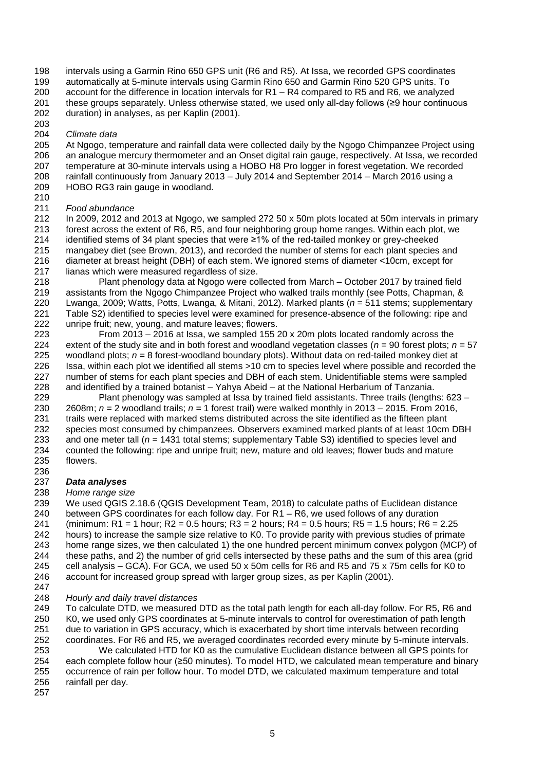intervals using a Garmin Rino 650 GPS unit (R6 and R5). At Issa, we recorded GPS coordinates automatically at 5-minute intervals using Garmin Rino 650 and Garmin Rino 520 GPS units. To account for the difference in location intervals for R1 – R4 compared to R5 and R6, we analyzed these groups separately. Unless otherwise stated, we used only all-day follows (≥9 hour continuous duration) in analyses, as per Kaplin (2001).

*Climate data*

At Ngogo, temperature and rainfall data were collected daily by the Ngogo Chimpanzee Project using an analogue mercury thermometer and an Onset digital rain gauge, respectively. At Issa, we recorded temperature at 30-minute intervals using a HOBO H8 Pro logger in forest vegetation. We recorded rainfall continuously from January 2013 – July 2014 and September 2014 – March 2016 using a HOBO RG3 rain gauge in woodland.

*Food abundance*

In 2009, 2012 and 2013 at Ngogo, we sampled 272 50 x 50m plots located at 50m intervals in primary forest across the extent of R6, R5, and four neighboring group home ranges. Within each plot, we identified stems of 34 plant species that were ≥1% of the red-tailed monkey or grey-cheeked mangabey diet (see Brown, 2013), and recorded the number of stems for each plant species and diameter at breast height (DBH) of each stem. We ignored stems of diameter <10cm, except for lianas which were measured regardless of size.

Plant phenology data at Ngogo were collected from March – October 2017 by trained field assistants from the Ngogo Chimpanzee Project who walked trails monthly (see Potts, Chapman, & Lwanga, 2009; Watts, Potts, Lwanga, & Mitani, 2012). Marked plants ($n$ = 511 stems; supplementary Table S2) identified to species level were examined for presence-absence of the following: ripe and unripe fruit; new, young, and mature leaves; flowers.

From 2013 – 2016 at Issa, we sampled 155 20 x 20m plots located randomly across the extent of the study site and in both forest and woodland vegetation classes ($n$ = 90 forest plots; $n$ = 57 woodland plots; $n$ = 8 forest-woodland boundary plots). Without data on red-tailed monkey diet at Issa, within each plot we identified all stems >10 cm to species level where possible and recorded the number of stems for each plant species and DBH of each stem. Unidentifiable stems were sampled and identified by a trained botanist – Yahya Abeid – at the National Herbarium of Tanzania.

Plant phenology was sampled at Issa by trained field assistants. Three trails (lengths: 623 – 2608m; $n$ = 2 woodland trails; $n$ = 1 forest trail) were walked monthly in 2013 – 2015. From 2016, trails were replaced with marked stems distributed across the site identified as the fifteen plant species most consumed by chimpanzees. Observers examined marked plants of at least 10cm DBH and one meter tall ($n$ = 1431 total stems; supplementary Table S3) identified to species level and counted the following: ripe and unripe fruit; new, mature and old leaves; flower buds and mature flowers.

***Data analyses***

*Home range size*

We used QGIS 2.18.6 (QGIS Development Team, 2018) to calculate paths of Euclidean distance between GPS coordinates for each follow day. For R1 – R6, we used follows of any duration (minimum: R1 = 1 hour; R2 = 0.5 hours; R3 = 2 hours; R4 = 0.5 hours; R5 = 1.5 hours; R6 = 2.25 hours) to increase the sample size relative to K0. To provide parity with previous studies of primate home range sizes, we then calculated 1) the one hundred percent minimum convex polygon (MCP) of these paths, and 2) the number of grid cells intersected by these paths and the sum of this area (grid cell analysis – GCA). For GCA, we used 50 x 50m cells for R6 and R5 and 75 x 75m cells for K0 to account for increased group spread with larger group sizes, as per Kaplin (2001).

*Hourly and daily travel distances*

To calculate DTD, we measured DTD as the total path length for each all-day follow. For R5, R6 and K0, we used only GPS coordinates at 5-minute intervals to control for overestimation of path length due to variation in GPS accuracy, which is exacerbated by short time intervals between recording coordinates. For R6 and R5, we averaged coordinates recorded every minute by 5-minute intervals.

We calculated HTD for K0 as the cumulative Euclidean distance between all GPS points for each complete follow hour (≥50 minutes). To model HTD, we calculated mean temperature and binary occurrence of rain per follow hour. To model DTD, we calculated maximum temperature and total rainfall per day.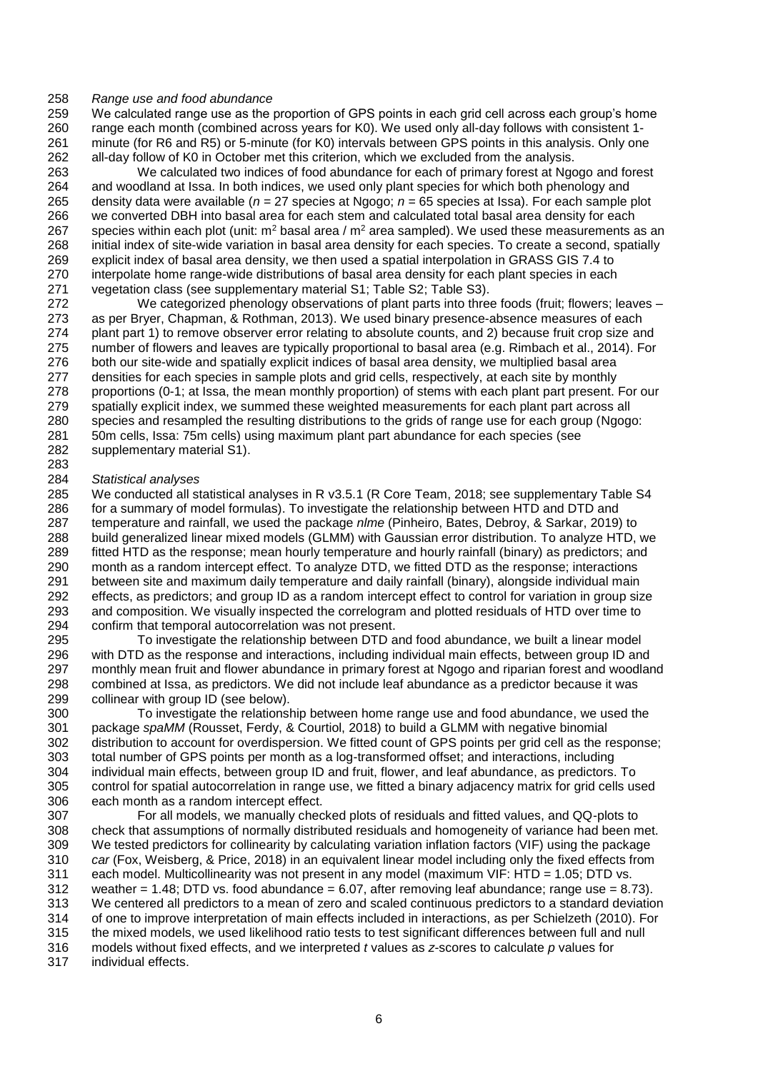*Range use and food abundance*

We calculated range use as the proportion of GPS points in each grid cell across each group's home range each month (combined across years for K0). We used only all-day follows with consistent 1-minute (for R6 and R5) or 5-minute (for K0) intervals between GPS points in this analysis. Only one all-day follow of K0 in October met this criterion, which we excluded from the analysis.

We calculated two indices of food abundance for each of primary forest at Ngogo and forest and woodland at Issa. In both indices, we used only plant species for which both phenology and density data were available ($n$ = 27 species at Ngogo; $n$ = 65 species at Issa). For each sample plot we converted DBH into basal area for each stem and calculated total basal area density for each species within each plot (unit: $m^2$ basal area / $m^2$ area sampled). We used these measurements as an initial index of site-wide variation in basal area density for each species. To create a second, spatially explicit index of basal area density, we then used a spatial interpolation in GRASS GIS 7.4 to interpolate home range-wide distributions of basal area density for each plant species in each vegetation class (see supplementary material S1; Table S2; Table S3).

We categorized phenology observations of plant parts into three foods (fruit; flowers; leaves – as per Bryer, Chapman, & Rothman, 2013). We used binary presence-absence measures of each plant part 1) to remove observer error relating to absolute counts, and 2) because fruit crop size and number of flowers and leaves are typically proportional to basal area (e.g. Rimbach et al., 2014). For both our site-wide and spatially explicit indices of basal area density, we multiplied basal area densities for each species in sample plots and grid cells, respectively, at each site by monthly proportions (0-1; at Issa, the mean monthly proportion) of stems with each plant part present. For our spatially explicit index, we summed these weighted measurements for each plant part across all species and resampled the resulting distributions to the grids of range use for each group (Ngogo: 50m cells, Issa: 75m cells) using maximum plant part abundance for each species (see supplementary material S1).

*Statistical analyses*

We conducted all statistical analyses in R v3.5.1 (R Core Team, 2018; see supplementary Table S4 for a summary of model formulas). To investigate the relationship between HTD and DTD and temperature and rainfall, we used the package *nlme* (Pinheiro, Bates, Debroy, & Sarkar, 2019) to build generalized linear mixed models (GLMM) with Gaussian error distribution. To analyze HTD, we fitted HTD as the response; mean hourly temperature and hourly rainfall (binary) as predictors; and month as a random intercept effect. To analyze DTD, we fitted DTD as the response; interactions between site and maximum daily temperature and daily rainfall (binary), alongside individual main effects, as predictors; and group ID as a random intercept effect to control for variation in group size and composition. We visually inspected the correlogram and plotted residuals of HTD over time to confirm that temporal autocorrelation was not present.

To investigate the relationship between DTD and food abundance, we built a linear model with DTD as the response and interactions, including individual main effects, between group ID and monthly mean fruit and flower abundance in primary forest at Ngogo and riparian forest and woodland combined at Issa, as predictors. We did not include leaf abundance as a predictor because it was collinear with group ID (see below).

To investigate the relationship between home range use and food abundance, we used the package *spaMM* (Rousset, Ferdy, & Courtiol, 2018) to build a GLMM with negative binomial distribution to account for overdispersion. We fitted count of GPS points per grid cell as the response; total number of GPS points per month as a log-transformed offset; and interactions, including individual main effects, between group ID and fruit, flower, and leaf abundance, as predictors. To control for spatial autocorrelation in range use, we fitted a binary adjacency matrix for grid cells used each month as a random intercept effect.

For all models, we manually checked plots of residuals and fitted values, and QQ-plots to check that assumptions of normally distributed residuals and homogeneity of variance had been met. We tested predictors for collinearity by calculating variation inflation factors (VIF) using the package *car* (Fox, Weisberg, & Price, 2018) in an equivalent linear model including only the fixed effects from each model. Multicollinearity was not present in any model (maximum VIF: HTD = 1.05; DTD vs. weather = 1.48; DTD vs. food abundance = 6.07, after removing leaf abundance; range use = 8.73). We centered all predictors to a mean of zero and scaled continuous predictors to a standard deviation of one to improve interpretation of main effects included in interactions, as per Schielzeth (2010). For the mixed models, we used likelihood ratio tests to test significant differences between full and null models without fixed effects, and we interpreted $t$ values as $z$-scores to calculate $p$ values for individual effects.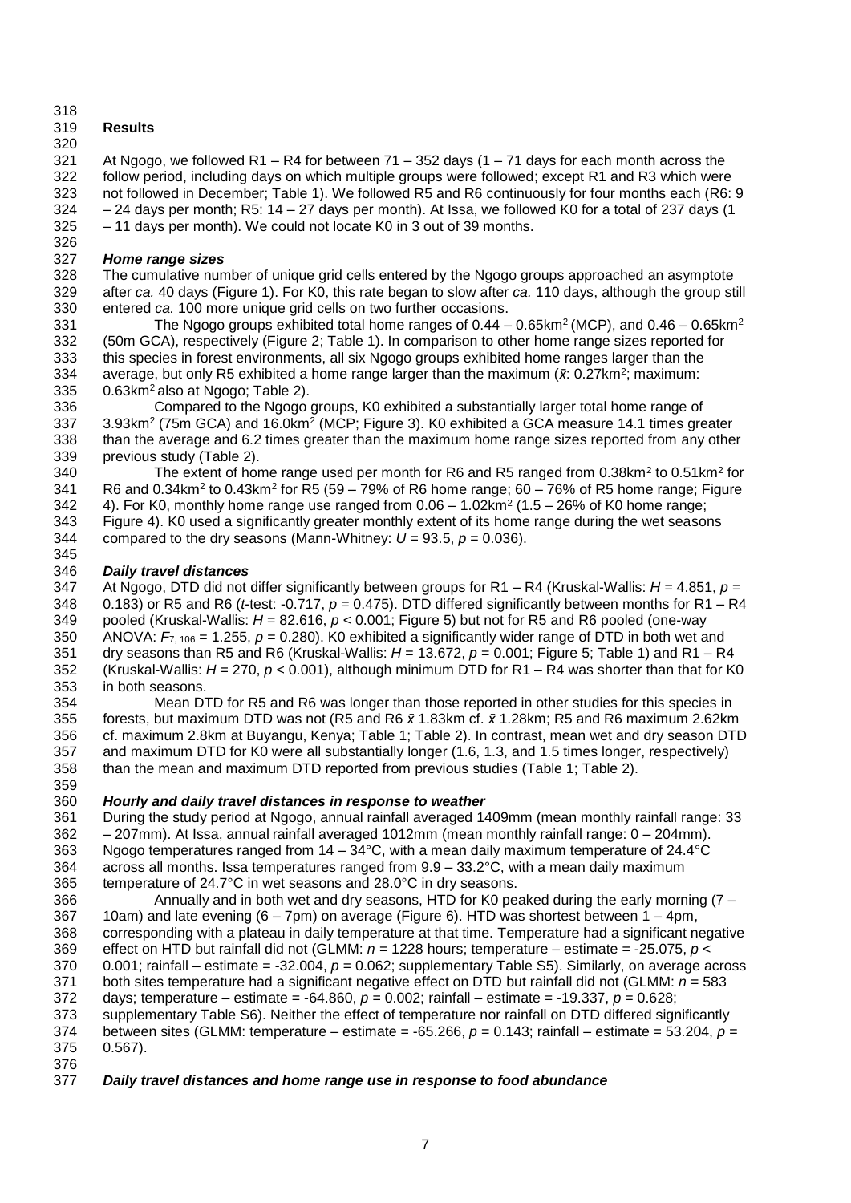## Results

At Ngogo, we followed R1 – R4 for between 71 – 352 days (1 – 71 days for each month across the follow period, including days on which multiple groups were followed; except R1 and R3 which were not followed in December; Table 1). We followed R5 and R6 continuously for four months each (R6: 9 – 24 days per month; R5: 14 – 27 days per month). At Issa, we followed K0 for a total of 237 days (1 – 11 days per month). We could not locate K0 in 3 out of 39 months.

### *Home range sizes*

The cumulative number of unique grid cells entered by the Ngogo groups approached an asymptote after *ca.* 40 days (Figure 1). For K0, this rate began to slow after *ca.* 110 days, although the group still entered *ca.* 100 more unique grid cells on two further occasions.

The Ngogo groups exhibited total home ranges of 0.44 – 0.65km$^2$ (MCP), and 0.46 – 0.65km$^2$ (50m GCA), respectively (Figure 2; Table 1). In comparison to other home range sizes reported for this species in forest environments, all six Ngogo groups exhibited home ranges larger than the average, but only R5 exhibited a home range larger than the maximum ($\bar{x}$: 0.27km$^2$; maximum: 0.63km$^2$ also at Ngogo; Table 2).

Compared to the Ngogo groups, K0 exhibited a substantially larger total home range of 3.93km$^2$ (75m GCA) and 16.0km$^2$ (MCP; Figure 3). K0 exhibited a GCA measure 14.1 times greater than the average and 6.2 times greater than the maximum home range sizes reported from any other previous study (Table 2).

The extent of home range used per month for R6 and R5 ranged from 0.38km$^2$ to 0.51km$^2$ for R6 and 0.34km$^2$ to 0.43km$^2$ for R5 (59 – 79% of R6 home range; 60 – 76% of R5 home range; Figure 4). For K0, monthly home range use ranged from 0.06 – 1.02km$^2$ (1.5 – 26% of K0 home range; Figure 4). K0 used a significantly greater monthly extent of its home range during the wet seasons compared to the dry seasons (Mann-Whitney: $U$ = 93.5, $p$ = 0.036).

### *Daily travel distances*

At Ngogo, DTD did not differ significantly between groups for R1 – R4 (Kruskal-Wallis: $H$ = 4.851, $p$ = 0.183) or R5 and R6 (*t*-test: -0.717, $p$ = 0.475). DTD differed significantly between months for R1 – R4 pooled (Kruskal-Wallis: $H$ = 82.616, $p$ < 0.001; Figure 5) but not for R5 and R6 pooled (one-way ANOVA: $F_{7, 106}$ = 1.255, $p$ = 0.280). K0 exhibited a significantly wider range of DTD in both wet and dry seasons than R5 and R6 (Kruskal-Wallis: $H$ = 13.672, $p$ = 0.001; Figure 5; Table 1) and R1 – R4 (Kruskal-Wallis: $H$ = 270, $p$ < 0.001), although minimum DTD for R1 – R4 was shorter than that for K0 in both seasons.

Mean DTD for R5 and R6 was longer than those reported in other studies for this species in forests, but maximum DTD was not (R5 and R6 $\bar{x}$ 1.83km cf. $\bar{x}$ 1.28km; R5 and R6 maximum 2.62km cf. maximum 2.8km at Buyangu, Kenya; Table 1; Table 2). In contrast, mean wet and dry season DTD and maximum DTD for K0 were all substantially longer (1.6, 1.3, and 1.5 times longer, respectively) than the mean and maximum DTD reported from previous studies (Table 1; Table 2).

### *Hourly and daily travel distances in response to weather*

During the study period at Ngogo, annual rainfall averaged 1409mm (mean monthly rainfall range: 33 – 207mm). At Issa, annual rainfall averaged 1012mm (mean monthly rainfall range: 0 – 204mm). Ngogo temperatures ranged from 14 – 34°C, with a mean daily maximum temperature of 24.4°C across all months. Issa temperatures ranged from 9.9 – 33.2°C, with a mean daily maximum temperature of 24.7°C in wet seasons and 28.0°C in dry seasons.

Annually and in both wet and dry seasons, HTD for K0 peaked during the early morning (7 – 10am) and late evening (6 – 7pm) on average (Figure 6). HTD was shortest between 1 – 4pm, corresponding with a plateau in daily temperature at that time. Temperature had a significant negative effect on HTD but rainfall did not (GLMM: $n$ = 1228 hours; temperature – estimate = -25.075, $p$ < 0.001; rainfall – estimate = -32.004, $p$ = 0.062; supplementary Table S5). Similarly, on average across both sites temperature had a significant negative effect on DTD but rainfall did not (GLMM: $n$ = 583 days; temperature – estimate = -64.860, $p$ = 0.002; rainfall – estimate = -19.337, $p$ = 0.628; supplementary Table S6). Neither the effect of temperature nor rainfall on DTD differed significantly between sites (GLMM: temperature – estimate = -65.266, $p$ = 0.143; rainfall – estimate = 53.204, $p$ = 0.567).

### *Daily travel distances and home range use in response to food abundance*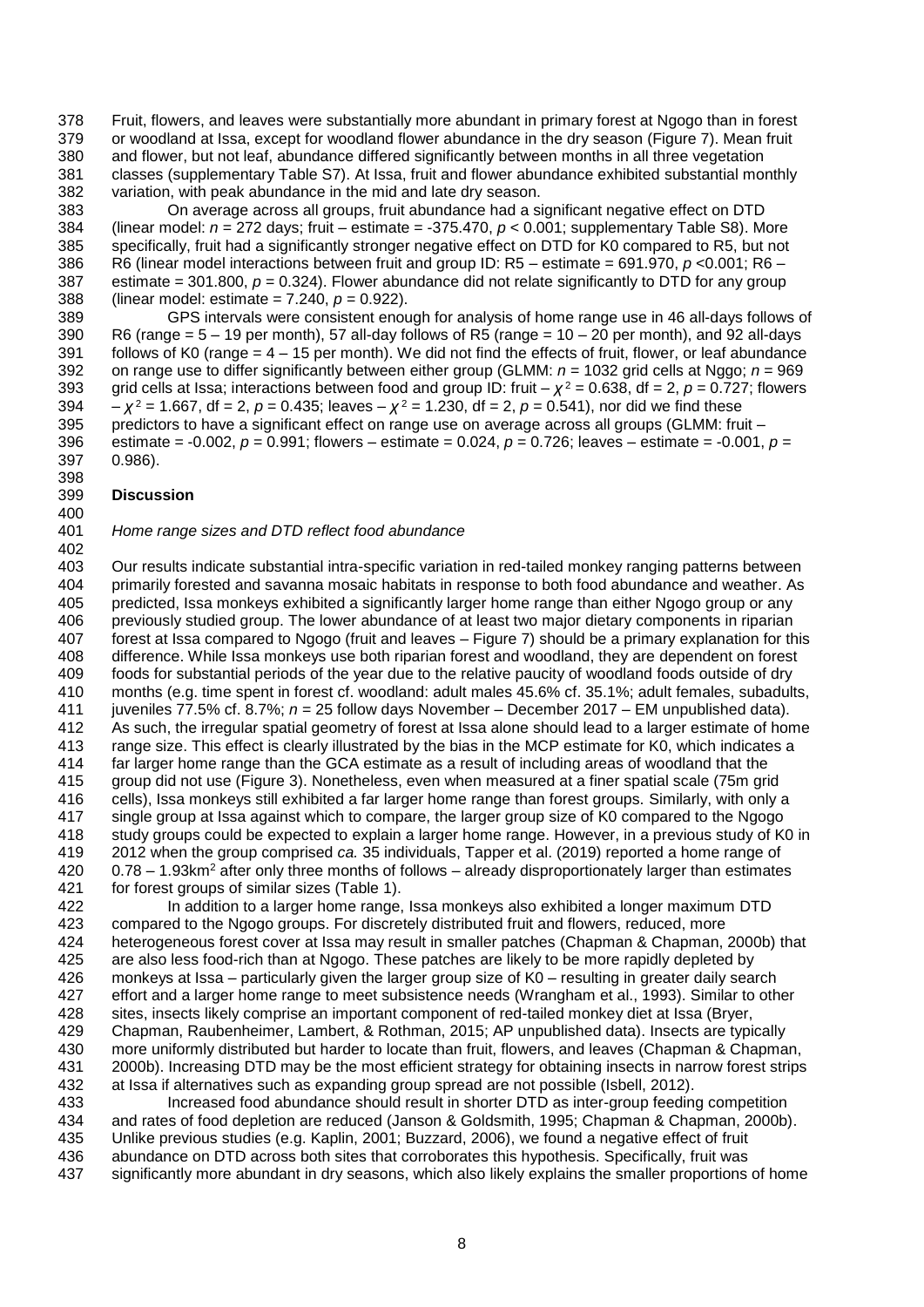Fruit, flowers, and leaves were substantially more abundant in primary forest at Ngogo than in forest or woodland at Issa, except for woodland flower abundance in the dry season (Figure 7). Mean fruit and flower, but not leaf, abundance differed significantly between months in all three vegetation classes (supplementary Table S7). At Issa, fruit and flower abundance exhibited substantial monthly variation, with peak abundance in the mid and late dry season.

On average across all groups, fruit abundance had a significant negative effect on DTD (linear model: $n$ = 272 days; fruit – estimate = -375.470, $p$ < 0.001; supplementary Table S8). More specifically, fruit had a significantly stronger negative effect on DTD for K0 compared to R5, but not R6 (linear model interactions between fruit and group ID: R5 – estimate = 691.970, $p$ <0.001; R6 – estimate = 301.800, $p$ = 0.324). Flower abundance did not relate significantly to DTD for any group (linear model: estimate = 7.240, $p$ = 0.922).

GPS intervals were consistent enough for analysis of home range use in 46 all-days follows of R6 (range = 5 – 19 per month), 57 all-day follows of R5 (range = 10 – 20 per month), and 92 all-days follows of K0 (range = 4 – 15 per month). We did not find the effects of fruit, flower, or leaf abundance on range use to differ significantly between either group (GLMM: $n$ = 1032 grid cells at Nggo; $n$ = 969 grid cells at Issa; interactions between food and group ID: fruit – $\chi^2$ = 0.638, df = 2, $p$ = 0.727; flowers – $\chi^2$ = 1.667, df = 2, $p$ = 0.435; leaves – $\chi^2$ = 1.230, df = 2, $p$ = 0.541), nor did we find these predictors to have a significant effect on range use on average across all groups (GLMM: fruit – estimate = -0.002, $p$ = 0.991; flowers – estimate = 0.024, $p$ = 0.726; leaves – estimate = -0.001, $p$ = 0.986).

## Discussion

### *Home range sizes and DTD reflect food abundance*

Our results indicate substantial intra-specific variation in red-tailed monkey ranging patterns between primarily forested and savanna mosaic habitats in response to both food abundance and weather. As predicted, Issa monkeys exhibited a significantly larger home range than either Ngogo group or any previously studied group. The lower abundance of at least two major dietary components in riparian forest at Issa compared to Ngogo (fruit and leaves – Figure 7) should be a primary explanation for this difference. While Issa monkeys use both riparian forest and woodland, they are dependent on forest foods for substantial periods of the year due to the relative paucity of woodland foods outside of dry months (e.g. time spent in forest cf. woodland: adult males 45.6% cf. 35.1%; adult females, subadults, juveniles 77.5% cf. 8.7%; $n$ = 25 follow days November – December 2017 – EM unpublished data). As such, the irregular spatial geometry of forest at Issa alone should lead to a larger estimate of home range size. This effect is clearly illustrated by the bias in the MCP estimate for K0, which indicates a far larger home range than the GCA estimate as a result of including areas of woodland that the group did not use (Figure 3). Nonetheless, even when measured at a finer spatial scale (75m grid cells), Issa monkeys still exhibited a far larger home range than forest groups. Similarly, with only a single group at Issa against which to compare, the larger group size of K0 compared to the Ngogo study groups could be expected to explain a larger home range. However, in a previous study of K0 in 2012 when the group comprised *ca.* 35 individuals, Tapper et al. (2019) reported a home range of 0.78 – 1.93km$^2$ after only three months of follows – already disproportionately larger than estimates for forest groups of similar sizes (Table 1).

In addition to a larger home range, Issa monkeys also exhibited a longer maximum DTD compared to the Ngogo groups. For discretely distributed fruit and flowers, reduced, more heterogeneous forest cover at Issa may result in smaller patches (Chapman & Chapman, 2000b) that are also less food-rich than at Ngogo. These patches are likely to be more rapidly depleted by monkeys at Issa – particularly given the larger group size of K0 – resulting in greater daily search effort and a larger home range to meet subsistence needs (Wrangham et al., 1993). Similar to other sites, insects likely comprise an important component of red-tailed monkey diet at Issa (Bryer, Chapman, Raubenheimer, Lambert, & Rothman, 2015; AP unpublished data). Insects are typically more uniformly distributed but harder to locate than fruit, flowers, and leaves (Chapman & Chapman, 2000b). Increasing DTD may be the most efficient strategy for obtaining insects in narrow forest strips at Issa if alternatives such as expanding group spread are not possible (Isbell, 2012).

Increased food abundance should result in shorter DTD as inter-group feeding competition and rates of food depletion are reduced (Janson & Goldsmith, 1995; Chapman & Chapman, 2000b). Unlike previous studies (e.g. Kaplin, 2001; Buzzard, 2006), we found a negative effect of fruit abundance on DTD across both sites that corroborates this hypothesis. Specifically, fruit was significantly more abundant in dry seasons, which also likely explains the smaller proportions of home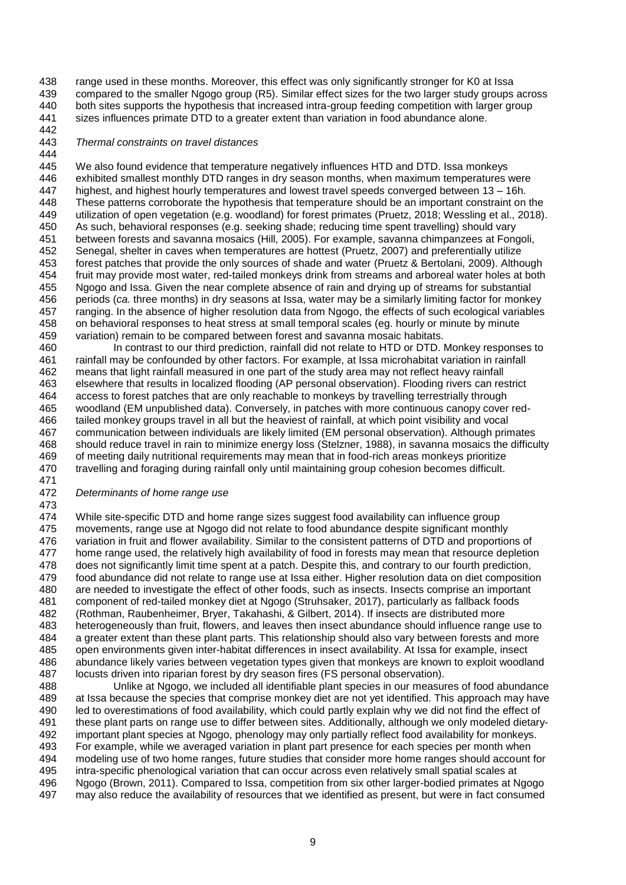range used in these months. Moreover, this effect was only significantly stronger for K0 at Issa compared to the smaller Ngogo group (R5). Similar effect sizes for the two larger study groups across both sites supports the hypothesis that increased intra-group feeding competition with larger group sizes influences primate DTD to a greater extent than variation in food abundance alone.

*Thermal constraints on travel distances*

We also found evidence that temperature negatively influences HTD and DTD. Issa monkeys exhibited smallest monthly DTD ranges in dry season months, when maximum temperatures were highest, and highest hourly temperatures and lowest travel speeds converged between 13 – 16h. These patterns corroborate the hypothesis that temperature should be an important constraint on the utilization of open vegetation (e.g. woodland) for forest primates (Pruetz, 2018; Wessling et al., 2018). As such, behavioral responses (e.g. seeking shade; reducing time spent travelling) should vary between forests and savanna mosaics (Hill, 2005). For example, savanna chimpanzees at Fongoli, Senegal, shelter in caves when temperatures are hottest (Pruetz, 2007) and preferentially utilize forest patches that provide the only sources of shade and water (Pruetz & Bertolani, 2009). Although fruit may provide most water, red-tailed monkeys drink from streams and arboreal water holes at both Ngogo and Issa. Given the near complete absence of rain and drying up of streams for substantial periods (*ca.* three months) in dry seasons at Issa, water may be a similarly limiting factor for monkey ranging. In the absence of higher resolution data from Ngogo, the effects of such ecological variables on behavioral responses to heat stress at small temporal scales (eg. hourly or minute by minute variation) remain to be compared between forest and savanna mosaic habitats.

In contrast to our third prediction, rainfall did not relate to HTD or DTD. Monkey responses to rainfall may be confounded by other factors. For example, at Issa microhabitat variation in rainfall means that light rainfall measured in one part of the study area may not reflect heavy rainfall elsewhere that results in localized flooding (AP personal observation). Flooding rivers can restrict access to forest patches that are only reachable to monkeys by travelling terrestrially through woodland (EM unpublished data). Conversely, in patches with more continuous canopy cover red-tailed monkey groups travel in all but the heaviest of rainfall, at which point visibility and vocal communication between individuals are likely limited (EM personal observation). Although primates should reduce travel in rain to minimize energy loss (Stelzner, 1988), in savanna mosaics the difficulty of meeting daily nutritional requirements may mean that in food-rich areas monkeys prioritize travelling and foraging during rainfall only until maintaining group cohesion becomes difficult.

*Determinants of home range use*

While site-specific DTD and home range sizes suggest food availability can influence group movements, range use at Ngogo did not relate to food abundance despite significant monthly variation in fruit and flower availability. Similar to the consistent patterns of DTD and proportions of home range used, the relatively high availability of food in forests may mean that resource depletion does not significantly limit time spent at a patch. Despite this, and contrary to our fourth prediction, food abundance did not relate to range use at Issa either. Higher resolution data on diet composition are needed to investigate the effect of other foods, such as insects. Insects comprise an important component of red-tailed monkey diet at Ngogo (Struhsaker, 2017), particularly as fallback foods (Rothman, Raubenheimer, Bryer, Takahashi, & Gilbert, 2014). If insects are distributed more heterogeneously than fruit, flowers, and leaves then insect abundance should influence range use to a greater extent than these plant parts. This relationship should also vary between forests and more open environments given inter-habitat differences in insect availability. At Issa for example, insect abundance likely varies between vegetation types given that monkeys are known to exploit woodland locusts driven into riparian forest by dry season fires (FS personal observation).

Unlike at Ngogo, we included all identifiable plant species in our measures of food abundance at Issa because the species that comprise monkey diet are not yet identified. This approach may have led to overestimations of food availability, which could partly explain why we did not find the effect of these plant parts on range use to differ between sites. Additionally, although we only modeled dietary-important plant species at Ngogo, phenology may only partially reflect food availability for monkeys. For example, while we averaged variation in plant part presence for each species per month when modeling use of two home ranges, future studies that consider more home ranges should account for intra-specific phenological variation that can occur across even relatively small spatial scales at Ngogo (Brown, 2011). Compared to Issa, competition from six other larger-bodied primates at Ngogo may also reduce the availability of resources that we identified as present, but were in fact consumed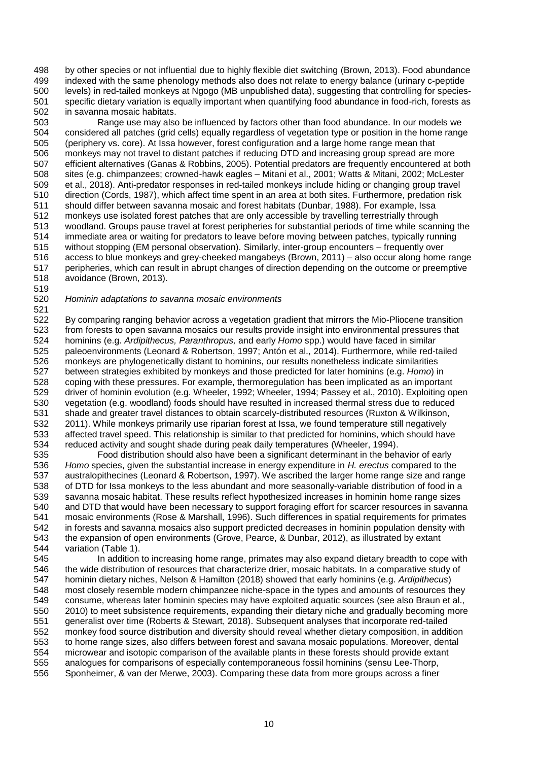by other species or not influential due to highly flexible diet switching (Brown, 2013). Food abundance indexed with the same phenology methods also does not relate to energy balance (urinary c-peptide levels) in red-tailed monkeys at Ngogo (MB unpublished data), suggesting that controlling for species-specific dietary variation is equally important when quantifying food abundance in food-rich, forests as in savanna mosaic habitats.

Range use may also be influenced by factors other than food abundance. In our models we considered all patches (grid cells) equally regardless of vegetation type or position in the home range (periphery vs. core). At Issa however, forest configuration and a large home range mean that monkeys may not travel to distant patches if reducing DTD and increasing group spread are more efficient alternatives (Ganas & Robbins, 2005). Potential predators are frequently encountered at both sites (e.g. chimpanzees; crowned-hawk eagles – Mitani et al., 2001; Watts & Mitani, 2002; McLester et al., 2018). Anti-predator responses in red-tailed monkeys include hiding or changing group travel direction (Cords, 1987), which affect time spent in an area at both sites. Furthermore, predation risk should differ between savanna mosaic and forest habitats (Dunbar, 1988). For example, Issa monkeys use isolated forest patches that are only accessible by travelling terrestrially through woodland. Groups pause travel at forest peripheries for substantial periods of time while scanning the immediate area or waiting for predators to leave before moving between patches, typically running without stopping (EM personal observation). Similarly, inter-group encounters – frequently over access to blue monkeys and grey-cheeked mangabeys (Brown, 2011) – also occur along home range peripheries, which can result in abrupt changes of direction depending on the outcome or preemptive avoidance (Brown, 2013).

*Hominin adaptations to savanna mosaic environments*

By comparing ranging behavior across a vegetation gradient that mirrors the Mio-Pliocene transition from forests to open savanna mosaics our results provide insight into environmental pressures that hominins (e.g. *Ardipithecus, Paranthropus,* and early *Homo* spp.) would have faced in similar paleoenvironments (Leonard & Robertson, 1997; Antón et al., 2014). Furthermore, while red-tailed monkeys are phylogenetically distant to hominins, our results nonetheless indicate similarities between strategies exhibited by monkeys and those predicted for later hominins (e.g. *Homo*) in coping with these pressures. For example, thermoregulation has been implicated as an important driver of hominin evolution (e.g. Wheeler, 1992; Wheeler, 1994; Passey et al., 2010). Exploiting open vegetation (e.g. woodland) foods should have resulted in increased thermal stress due to reduced shade and greater travel distances to obtain scarcely-distributed resources (Ruxton & Wilkinson, 2011). While monkeys primarily use riparian forest at Issa, we found temperature still negatively affected travel speed. This relationship is similar to that predicted for hominins, which should have reduced activity and sought shade during peak daily temperatures (Wheeler, 1994).

Food distribution should also have been a significant determinant in the behavior of early *Homo* species, given the substantial increase in energy expenditure in *H. erectus* compared to the australopithecines (Leonard & Robertson, 1997). We ascribed the larger home range size and range of DTD for Issa monkeys to the less abundant and more seasonally-variable distribution of food in a savanna mosaic habitat. These results reflect hypothesized increases in hominin home range sizes and DTD that would have been necessary to support foraging effort for scarcer resources in savanna mosaic environments (Rose & Marshall, 1996). Such differences in spatial requirements for primates in forests and savanna mosaics also support predicted decreases in hominin population density with the expansion of open environments (Grove, Pearce, & Dunbar, 2012), as illustrated by extant variation (Table 1).

In addition to increasing home range, primates may also expand dietary breadth to cope with the wide distribution of resources that characterize drier, mosaic habitats. In a comparative study of hominin dietary niches, Nelson & Hamilton (2018) showed that early hominins (e.g. *Ardipithecus*) most closely resemble modern chimpanzee niche-space in the types and amounts of resources they consume, whereas later hominin species may have exploited aquatic sources (see also Braun et al., 2010) to meet subsistence requirements, expanding their dietary niche and gradually becoming more generalist over time (Roberts & Stewart, 2018). Subsequent analyses that incorporate red-tailed monkey food source distribution and diversity should reveal whether dietary composition, in addition to home range sizes, also differs between forest and savana mosaic populations. Moreover, dental microwear and isotopic comparison of the available plants in these forests should provide extant analogues for comparisons of especially contemporaneous fossil hominins (sensu Lee-Thorp, Sponheimer, & van der Merwe, 2003). Comparing these data from more groups across a finer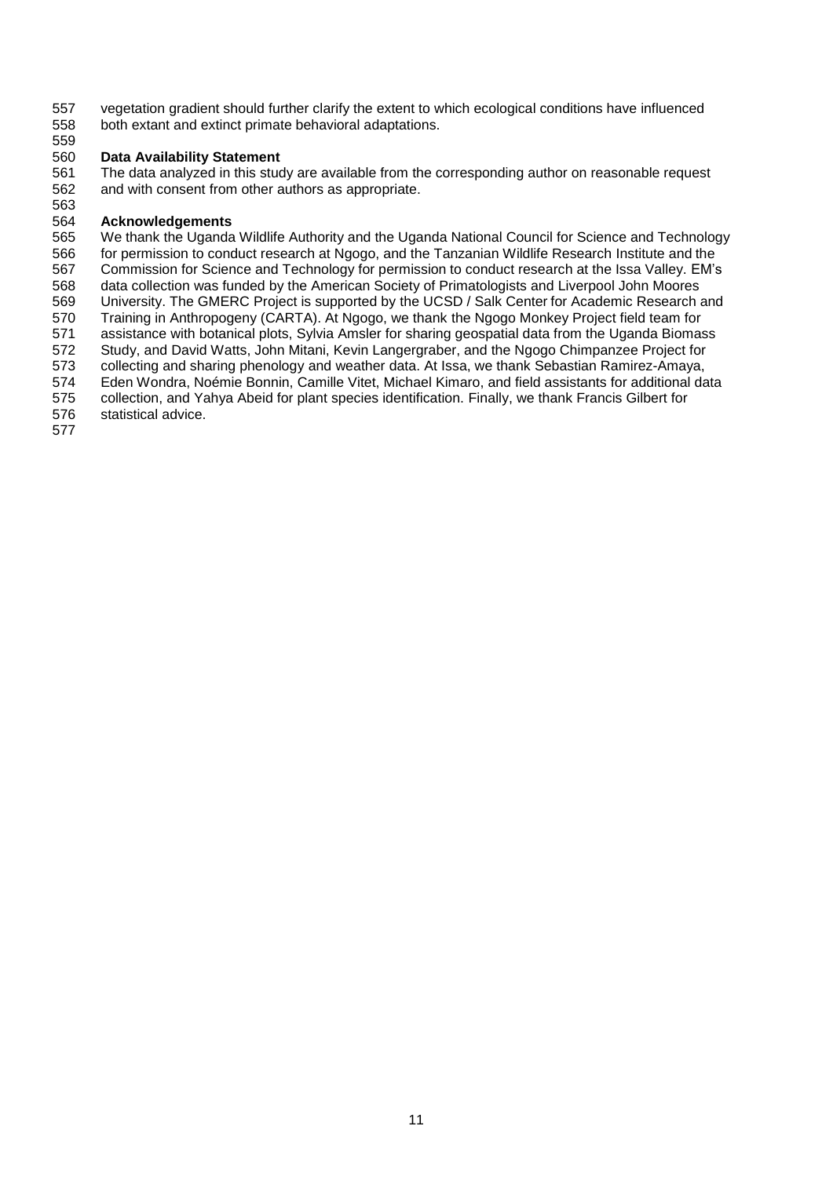vegetation gradient should further clarify the extent to which ecological conditions have influenced both extant and extinct primate behavioral adaptations.

## Data Availability Statement

The data analyzed in this study are available from the corresponding author on reasonable request and with consent from other authors as appropriate.

## Acknowledgements

We thank the Uganda Wildlife Authority and the Uganda National Council for Science and Technology for permission to conduct research at Ngogo, and the Tanzanian Wildlife Research Institute and the Commission for Science and Technology for permission to conduct research at the Issa Valley. EM's data collection was funded by the American Society of Primatologists and Liverpool John Moores University. The GMERC Project is supported by the UCSD / Salk Center for Academic Research and Training in Anthropogeny (CARTA). At Ngogo, we thank the Ngogo Monkey Project field team for assistance with botanical plots, Sylvia Amsler for sharing geospatial data from the Uganda Biomass Study, and David Watts, John Mitani, Kevin Langergraber, and the Ngogo Chimpanzee Project for collecting and sharing phenology and weather data. At Issa, we thank Sebastian Ramirez-Amaya, Eden Wondra, Noémie Bonnin, Camille Vitet, Michael Kimaro, and field assistants for additional data collection, and Yahya Abeid for plant species identification. Finally, we thank Francis Gilbert for statistical advice.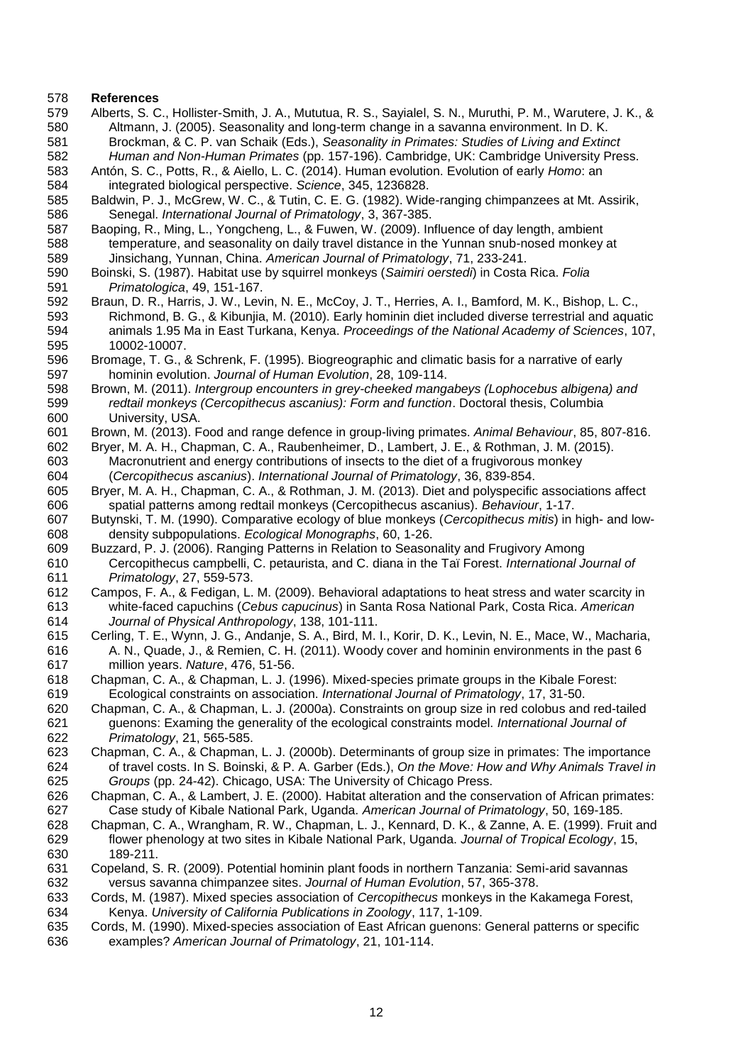## References

Alberts, S. C., Hollister-Smith, J. A., Mututua, R. S., Sayialel, S. N., Muruthi, P. M., Warutere, J. K., & Altmann, J. (2005). Seasonality and long-term change in a savanna environment. In D. K. Brockman, & C. P. van Schaik (Eds.), *Seasonality in Primates: Studies of Living and Extinct Human and Non-Human Primates* (pp. 157-196). Cambridge, UK: Cambridge University Press.

Antón, S. C., Potts, R., & Aiello, L. C. (2014). Human evolution. Evolution of early *Homo*: an integrated biological perspective. *Science*, 345, 1236828.

Baldwin, P. J., McGrew, W. C., & Tutin, C. E. G. (1982). Wide-ranging chimpanzees at Mt. Assirik, Senegal. *International Journal of Primatology*, 3, 367-385.

Baoping, R., Ming, L., Yongcheng, L., & Fuwen, W. (2009). Influence of day length, ambient temperature, and seasonality on daily travel distance in the Yunnan snub-nosed monkey at Jinsichang, Yunnan, China. *American Journal of Primatology*, 71, 233-241.

Boinski, S. (1987). Habitat use by squirrel monkeys (*Saimiri oerstedi*) in Costa Rica. *Folia Primatologica*, 49, 151-167.

Braun, D. R., Harris, J. W., Levin, N. E., McCoy, J. T., Herries, A. I., Bamford, M. K., Bishop, L. C., Richmond, B. G., & Kibunjia, M. (2010). Early hominin diet included diverse terrestrial and aquatic animals 1.95 Ma in East Turkana, Kenya. *Proceedings of the National Academy of Sciences*, 107, 10002-10007.

Bromage, T. G., & Schrenk, F. (1995). Biogreographic and climatic basis for a narrative of early hominin evolution. *Journal of Human Evolution*, 28, 109-114.

Brown, M. (2011). *Intergroup encounters in grey-cheeked mangabeys (Lophocebus albigena) and redtail monkeys (Cercopithecus ascanius): Form and function*. Doctoral thesis, Columbia University, USA.

Brown, M. (2013). Food and range defence in group-living primates. *Animal Behaviour*, 85, 807-816.

Bryer, M. A. H., Chapman, C. A., Raubenheimer, D., Lambert, J. E., & Rothman, J. M. (2015). Macronutrient and energy contributions of insects to the diet of a frugivorous monkey (*Cercopithecus ascanius*). *International Journal of Primatology*, 36, 839-854.

Bryer, M. A. H., Chapman, C. A., & Rothman, J. M. (2013). Diet and polyspecific associations affect spatial patterns among redtail monkeys (Cercopithecus ascanius). *Behaviour*, 1-17.

Butynski, T. M. (1990). Comparative ecology of blue monkeys (*Cercopithecus mitis*) in high- and low-density subpopulations. *Ecological Monographs*, 60, 1-26.

Buzzard, P. J. (2006). Ranging Patterns in Relation to Seasonality and Frugivory Among Cercopithecus campbelli, C. petaurista, and C. diana in the Taï Forest. *International Journal of Primatology*, 27, 559-573.

Campos, F. A., & Fedigan, L. M. (2009). Behavioral adaptations to heat stress and water scarcity in white-faced capuchins (*Cebus capucinus*) in Santa Rosa National Park, Costa Rica. *American Journal of Physical Anthropology*, 138, 101-111.

Cerling, T. E., Wynn, J. G., Andanje, S. A., Bird, M. I., Korir, D. K., Levin, N. E., Mace, W., Macharia, A. N., Quade, J., & Remien, C. H. (2011). Woody cover and hominin environments in the past 6 million years. *Nature*, 476, 51-56.

Chapman, C. A., & Chapman, L. J. (1996). Mixed-species primate groups in the Kibale Forest: Ecological constraints on association. *International Journal of Primatology*, 17, 31-50.

Chapman, C. A., & Chapman, L. J. (2000a). Constraints on group size in red colobus and red-tailed guenons: Examing the generality of the ecological constraints model. *International Journal of Primatology*, 21, 565-585.

Chapman, C. A., & Chapman, L. J. (2000b). Determinants of group size in primates: The importance of travel costs. In S. Boinski, & P. A. Garber (Eds.), *On the Move: How and Why Animals Travel in Groups* (pp. 24-42). Chicago, USA: The University of Chicago Press.

Chapman, C. A., & Lambert, J. E. (2000). Habitat alteration and the conservation of African primates: Case study of Kibale National Park, Uganda. *American Journal of Primatology*, 50, 169-185.

Chapman, C. A., Wrangham, R. W., Chapman, L. J., Kennard, D. K., & Zanne, A. E. (1999). Fruit and flower phenology at two sites in Kibale National Park, Uganda. *Journal of Tropical Ecology*, 15, 189-211.

Copeland, S. R. (2009). Potential hominin plant foods in northern Tanzania: Semi-arid savannas versus savanna chimpanzee sites. *Journal of Human Evolution*, 57, 365-378.

Cords, M. (1987). Mixed species association of *Cercopithecus* monkeys in the Kakamega Forest, Kenya. *University of California Publications in Zoology*, 117, 1-109.

Cords, M. (1990). Mixed-species association of East African guenons: General patterns or specific examples? *American Journal of Primatology*, 21, 101-114.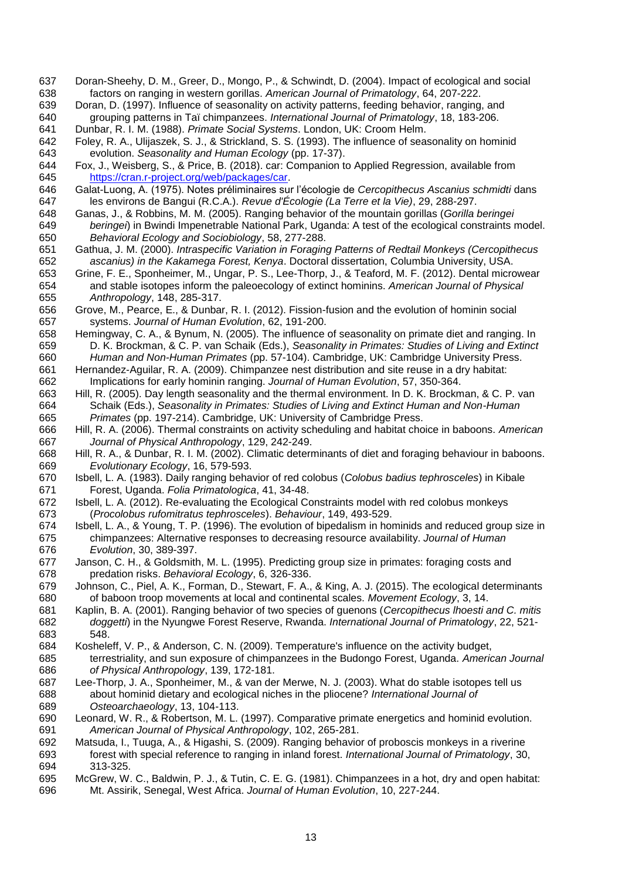Doran-Sheehy, D. M., Greer, D., Mongo, P., & Schwindt, D. (2004). Impact of ecological and social factors on ranging in western gorillas. *American Journal of Primatology*, 64, 207-222.

Doran, D. (1997). Influence of seasonality on activity patterns, feeding behavior, ranging, and grouping patterns in Taï chimpanzees. *International Journal of Primatology*, 18, 183-206.

Dunbar, R. I. M. (1988). *Primate Social Systems*. London, UK: Croom Helm.

Foley, R. A., Ulijaszek, S. J., & Strickland, S. S. (1993). The influence of seasonality on hominid evolution. *Seasonality and Human Ecology* (pp. 17-37).

Fox, J., Weisberg, S., & Price, B. (2018). car: Companion to Applied Regression, available from https://cran.r-project.org/web/packages/car.

Galat-Luong, A. (1975). Notes préliminaires sur l'écologie de *Cercopithecus Ascanius schmidti* dans les environs de Bangui (R.C.A.). *Revue d'Écologie (La Terre et la Vie)*, 29, 288-297.

Ganas, J., & Robbins, M. M. (2005). Ranging behavior of the mountain gorillas (*Gorilla beringei beringei*) in Bwindi Impenetrable National Park, Uganda: A test of the ecological constraints model. *Behavioral Ecology and Sociobiology*, 58, 277-288.

Gathua, J. M. (2000). *Intraspecific Variation in Foraging Patterns of Redtail Monkeys (Cercopithecus ascanius) in the Kakamega Forest, Kenya*. Doctoral dissertation, Columbia University, USA.

Grine, F. E., Sponheimer, M., Ungar, P. S., Lee-Thorp, J., & Teaford, M. F. (2012). Dental microwear and stable isotopes inform the paleoecology of extinct hominins. *American Journal of Physical Anthropology*, 148, 285-317.

Grove, M., Pearce, E., & Dunbar, R. I. (2012). Fission-fusion and the evolution of hominin social systems. *Journal of Human Evolution*, 62, 191-200.

Hemingway, C. A., & Bynum, N. (2005). The influence of seasonality on primate diet and ranging. In D. K. Brockman, & C. P. van Schaik (Eds.), *Seasonality in Primates: Studies of Living and Extinct Human and Non-Human Primates* (pp. 57-104). Cambridge, UK: Cambridge University Press.

Hernandez-Aguilar, R. A. (2009). Chimpanzee nest distribution and site reuse in a dry habitat: Implications for early hominin ranging. *Journal of Human Evolution*, 57, 350-364.

Hill, R. (2005). Day length seasonality and the thermal environment. In D. K. Brockman, & C. P. van Schaik (Eds.), *Seasonality in Primates: Studies of Living and Extinct Human and Non-Human Primates* (pp. 197-214). Cambridge, UK: University of Cambridge Press.

Hill, R. A. (2006). Thermal constraints on activity scheduling and habitat choice in baboons. *American Journal of Physical Anthropology*, 129, 242-249.

Hill, R. A., & Dunbar, R. I. M. (2002). Climatic determinants of diet and foraging behaviour in baboons. *Evolutionary Ecology*, 16, 579-593.

Isbell, L. A. (1983). Daily ranging behavior of red colobus (*Colobus badius tephrosceles*) in Kibale Forest, Uganda. *Folia Primatologica*, 41, 34-48.

Isbell, L. A. (2012). Re-evaluating the Ecological Constraints model with red colobus monkeys (*Procolobus rufomitratus tephrosceles*). *Behaviour*, 149, 493-529.

Isbell, L. A., & Young, T. P. (1996). The evolution of bipedalism in hominids and reduced group size in chimpanzees: Alternative responses to decreasing resource availability. *Journal of Human Evolution*, 30, 389-397.

Janson, C. H., & Goldsmith, M. L. (1995). Predicting group size in primates: foraging costs and predation risks. *Behavioral Ecology*, 6, 326-336.

Johnson, C., Piel, A. K., Forman, D., Stewart, F. A., & King, A. J. (2015). The ecological determinants of baboon troop movements at local and continental scales. *Movement Ecology*, 3, 14.

Kaplin, B. A. (2001). Ranging behavior of two species of guenons (*Cercopithecus lhoesti and C. mitis doggetti*) in the Nyungwe Forest Reserve, Rwanda. *International Journal of Primatology*, 22, 521-548.

Kosheleff, V. P., & Anderson, C. N. (2009). Temperature's influence on the activity budget, terrestriality, and sun exposure of chimpanzees in the Budongo Forest, Uganda. *American Journal of Physical Anthropology*, 139, 172-181.

Lee-Thorp, J. A., Sponheimer, M., & van der Merwe, N. J. (2003). What do stable isotopes tell us about hominid dietary and ecological niches in the pliocene? *International Journal of Osteoarchaeology*, 13, 104-113.

Leonard, W. R., & Robertson, M. L. (1997). Comparative primate energetics and hominid evolution. *American Journal of Physical Anthropology*, 102, 265-281.

Matsuda, I., Tuuga, A., & Higashi, S. (2009). Ranging behavior of proboscis monkeys in a riverine forest with special reference to ranging in inland forest. *International Journal of Primatology*, 30, 313-325.

McGrew, W. C., Baldwin, P. J., & Tutin, C. E. G. (1981). Chimpanzees in a hot, dry and open habitat: Mt. Assirik, Senegal, West Africa. *Journal of Human Evolution*, 10, 227-244.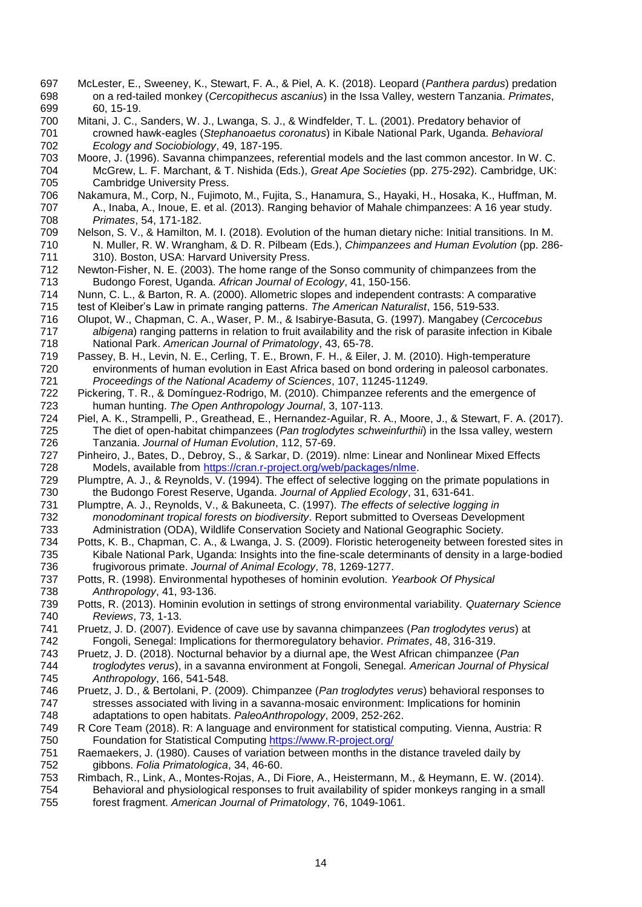McLester, E., Sweeney, K., Stewart, F. A., & Piel, A. K. (2018). Leopard (*Panthera pardus*) predation on a red-tailed monkey (*Cercopithecus ascanius*) in the Issa Valley, western Tanzania. *Primates*, 60, 15-19.

Mitani, J. C., Sanders, W. J., Lwanga, S. J., & Windfelder, T. L. (2001). Predatory behavior of crowned hawk-eagles (*Stephanoaetus coronatus*) in Kibale National Park, Uganda. *Behavioral Ecology and Sociobiology*, 49, 187-195.

Moore, J. (1996). Savanna chimpanzees, referential models and the last common ancestor. In W. C. McGrew, L. F. Marchant, & T. Nishida (Eds.), *Great Ape Societies* (pp. 275-292). Cambridge, UK: Cambridge University Press.

Nakamura, M., Corp, N., Fujimoto, M., Fujita, S., Hanamura, S., Hayaki, H., Hosaka, K., Huffman, M. A., Inaba, A., Inoue, E. et al. (2013). Ranging behavior of Mahale chimpanzees: A 16 year study. *Primates*, 54, 171-182.

Nelson, S. V., & Hamilton, M. I. (2018). Evolution of the human dietary niche: Initial transitions. In M. N. Muller, R. W. Wrangham, & D. R. Pilbeam (Eds.), *Chimpanzees and Human Evolution* (pp. 286-310). Boston, USA: Harvard University Press.

Newton-Fisher, N. E. (2003). The home range of the Sonso community of chimpanzees from the Budongo Forest, Uganda. *African Journal of Ecology*, 41, 150-156.

Nunn, C. L., & Barton, R. A. (2000). Allometric slopes and independent contrasts: A comparative test of Kleiber's Law in primate ranging patterns. *The American Naturalist*, 156, 519-533.

Olupot, W., Chapman, C. A., Waser, P. M., & Isabirye-Basuta, G. (1997). Mangabey (*Cercocebus albigena*) ranging patterns in relation to fruit availability and the risk of parasite infection in Kibale National Park. *American Journal of Primatology*, 43, 65-78.

Passey, B. H., Levin, N. E., Cerling, T. E., Brown, F. H., & Eiler, J. M. (2010). High-temperature environments of human evolution in East Africa based on bond ordering in paleosol carbonates. *Proceedings of the National Academy of Sciences*, 107, 11245-11249.

Pickering, T. R., & Domínguez-Rodrigo, M. (2010). Chimpanzee referents and the emergence of human hunting. *The Open Anthropology Journal*, 3, 107-113.

Piel, A. K., Strampelli, P., Greathead, E., Hernandez-Aguilar, R. A., Moore, J., & Stewart, F. A. (2017). The diet of open-habitat chimpanzees (*Pan troglodytes schweinfurthii*) in the Issa valley, western Tanzania. *Journal of Human Evolution*, 112, 57-69.

Pinheiro, J., Bates, D., Debroy, S., & Sarkar, D. (2019). nlme: Linear and Nonlinear Mixed Effects Models, available from https://cran.r-project.org/web/packages/nlme.

Plumptre, A. J., & Reynolds, V. (1994). The effect of selective logging on the primate populations in the Budongo Forest Reserve, Uganda. *Journal of Applied Ecology*, 31, 631-641.

Plumptre, A. J., Reynolds, V., & Bakuneeta, C. (1997). *The effects of selective logging in monodominant tropical forests on biodiversity*. Report submitted to Overseas Development Administration (ODA), Wildlife Conservation Society and National Geographic Society.

Potts, K. B., Chapman, C. A., & Lwanga, J. S. (2009). Floristic heterogeneity between forested sites in Kibale National Park, Uganda: Insights into the fine-scale determinants of density in a large-bodied frugivorous primate. *Journal of Animal Ecology*, 78, 1269-1277.

Potts, R. (1998). Environmental hypotheses of hominin evolution. *Yearbook Of Physical Anthropology*, 41, 93-136.

Potts, R. (2013). Hominin evolution in settings of strong environmental variability. *Quaternary Science Reviews*, 73, 1-13.

Pruetz, J. D. (2007). Evidence of cave use by savanna chimpanzees (*Pan troglodytes verus*) at Fongoli, Senegal: Implications for thermoregulatory behavior. *Primates*, 48, 316-319.

Pruetz, J. D. (2018). Nocturnal behavior by a diurnal ape, the West African chimpanzee (*Pan troglodytes verus*), in a savanna environment at Fongoli, Senegal. *American Journal of Physical Anthropology*, 166, 541-548.

Pruetz, J. D., & Bertolani, P. (2009). Chimpanzee (*Pan troglodytes verus*) behavioral responses to stresses associated with living in a savanna-mosaic environment: Implications for hominin adaptations to open habitats. *PaleoAnthropology*, 2009, 252-262.

R Core Team (2018). R: A language and environment for statistical computing. Vienna, Austria: R Foundation for Statistical Computing https://www.R-project.org/

Raemaekers, J. (1980). Causes of variation between months in the distance traveled daily by gibbons. *Folia Primatologica*, 34, 46-60.

Rimbach, R., Link, A., Montes-Rojas, A., Di Fiore, A., Heistermann, M., & Heymann, E. W. (2014). Behavioral and physiological responses to fruit availability of spider monkeys ranging in a small forest fragment. *American Journal of Primatology*, 76, 1049-1061.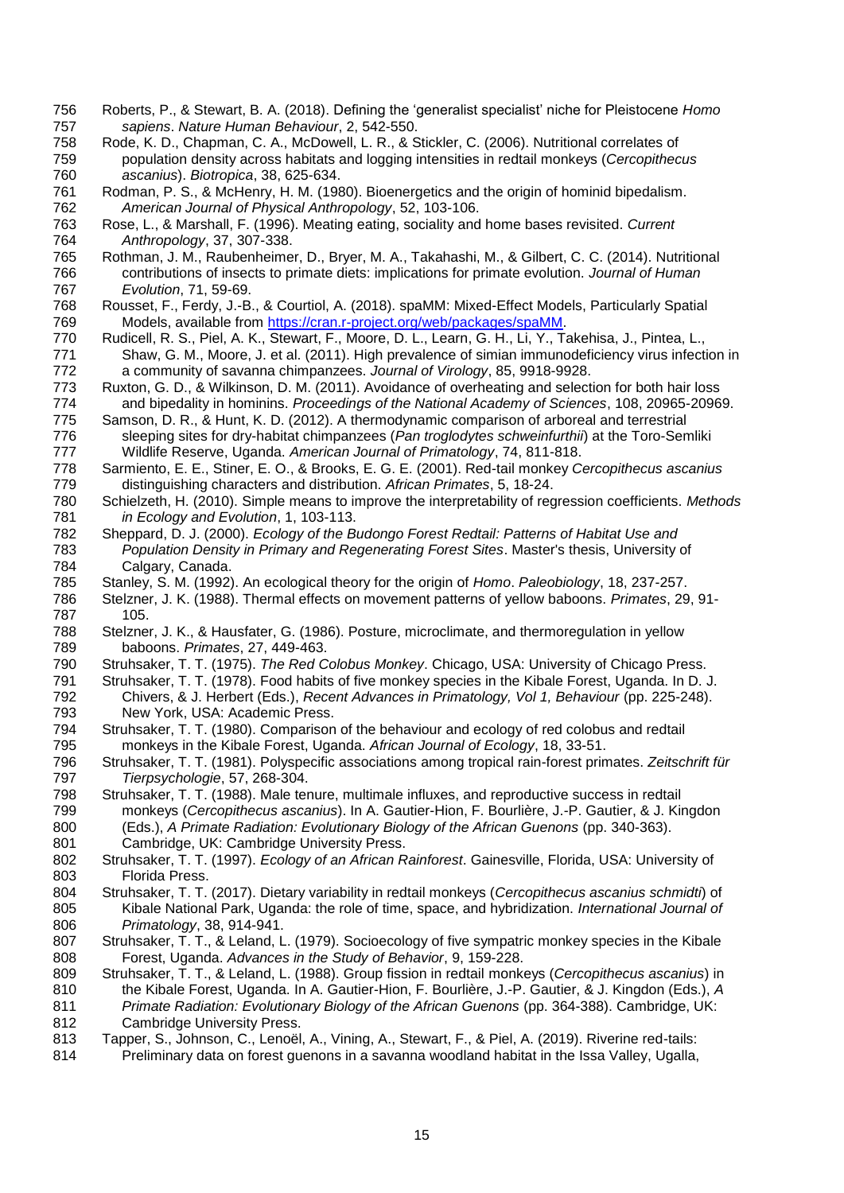Roberts, P., & Stewart, B. A. (2018). Defining the 'generalist specialist' niche for Pleistocene *Homo sapiens*. *Nature Human Behaviour*, 2, 542-550.

Rode, K. D., Chapman, C. A., McDowell, L. R., & Stickler, C. (2006). Nutritional correlates of population density across habitats and logging intensities in redtail monkeys (*Cercopithecus ascanius*). *Biotropica*, 38, 625-634.

Rodman, P. S., & McHenry, H. M. (1980). Bioenergetics and the origin of hominid bipedalism. *American Journal of Physical Anthropology*, 52, 103-106.

Rose, L., & Marshall, F. (1996). Meating eating, sociality and home bases revisited. *Current Anthropology*, 37, 307-338.

Rothman, J. M., Raubenheimer, D., Bryer, M. A., Takahashi, M., & Gilbert, C. C. (2014). Nutritional contributions of insects to primate diets: implications for primate evolution. *Journal of Human Evolution*, 71, 59-69.

Rousset, F., Ferdy, J.-B., & Courtiol, A. (2018). spaMM: Mixed-Effect Models, Particularly Spatial Models, available from https://cran.r-project.org/web/packages/spaMM.

Rudicell, R. S., Piel, A. K., Stewart, F., Moore, D. L., Learn, G. H., Li, Y., Takehisa, J., Pintea, L., Shaw, G. M., Moore, J. et al. (2011). High prevalence of simian immunodeficiency virus infection in a community of savanna chimpanzees. *Journal of Virology*, 85, 9918-9928.

Ruxton, G. D., & Wilkinson, D. M. (2011). Avoidance of overheating and selection for both hair loss and bipedality in hominins. *Proceedings of the National Academy of Sciences*, 108, 20965-20969.

Samson, D. R., & Hunt, K. D. (2012). A thermodynamic comparison of arboreal and terrestrial sleeping sites for dry-habitat chimpanzees (*Pan troglodytes schweinfurthii*) at the Toro-Semliki Wildlife Reserve, Uganda. *American Journal of Primatology*, 74, 811-818.

Sarmiento, E. E., Stiner, E. O., & Brooks, E. G. E. (2001). Red-tail monkey *Cercopithecus ascanius* distinguishing characters and distribution. *African Primates*, 5, 18-24.

Schielzeth, H. (2010). Simple means to improve the interpretability of regression coefficients. *Methods in Ecology and Evolution*, 1, 103-113.

Sheppard, D. J. (2000). *Ecology of the Budongo Forest Redtail: Patterns of Habitat Use and Population Density in Primary and Regenerating Forest Sites*. Master's thesis, University of Calgary, Canada.

Stanley, S. M. (1992). An ecological theory for the origin of *Homo*. *Paleobiology*, 18, 237-257.

Stelzner, J. K. (1988). Thermal effects on movement patterns of yellow baboons. *Primates*, 29, 91-105.

Stelzner, J. K., & Hausfater, G. (1986). Posture, microclimate, and thermoregulation in yellow baboons. *Primates*, 27, 449-463.

Struhsaker, T. T. (1975). *The Red Colobus Monkey*. Chicago, USA: University of Chicago Press.

Struhsaker, T. T. (1978). Food habits of five monkey species in the Kibale Forest, Uganda. In D. J. Chivers, & J. Herbert (Eds.), *Recent Advances in Primatology, Vol 1, Behaviour* (pp. 225-248). New York, USA: Academic Press.

Struhsaker, T. T. (1980). Comparison of the behaviour and ecology of red colobus and redtail monkeys in the Kibale Forest, Uganda. *African Journal of Ecology*, 18, 33-51.

Struhsaker, T. T. (1981). Polyspecific associations among tropical rain-forest primates. *Zeitschrift für Tierpsychologie*, 57, 268-304.

Struhsaker, T. T. (1988). Male tenure, multimale influxes, and reproductive success in redtail monkeys (*Cercopithecus ascanius*). In A. Gautier-Hion, F. Bourlière, J.-P. Gautier, & J. Kingdon (Eds.), *A Primate Radiation: Evolutionary Biology of the African Guenons* (pp. 340-363). Cambridge, UK: Cambridge University Press.

Struhsaker, T. T. (1997). *Ecology of an African Rainforest*. Gainesville, Florida, USA: University of Florida Press.

Struhsaker, T. T. (2017). Dietary variability in redtail monkeys (*Cercopithecus ascanius schmidti*) of Kibale National Park, Uganda: the role of time, space, and hybridization. *International Journal of Primatology*, 38, 914-941.

Struhsaker, T. T., & Leland, L. (1979). Socioecology of five sympatric monkey species in the Kibale Forest, Uganda. *Advances in the Study of Behavior*, 9, 159-228.

Struhsaker, T. T., & Leland, L. (1988). Group fission in redtail monkeys (*Cercopithecus ascanius*) in the Kibale Forest, Uganda. In A. Gautier-Hion, F. Bourlière, J.-P. Gautier, & J. Kingdon (Eds.), *A Primate Radiation: Evolutionary Biology of the African Guenons* (pp. 364-388). Cambridge, UK: Cambridge University Press.

Tapper, S., Johnson, C., Lenoël, A., Vining, A., Stewart, F., & Piel, A. (2019). Riverine red-tails: Preliminary data on forest guenons in a savanna woodland habitat in the Issa Valley, Ugalla,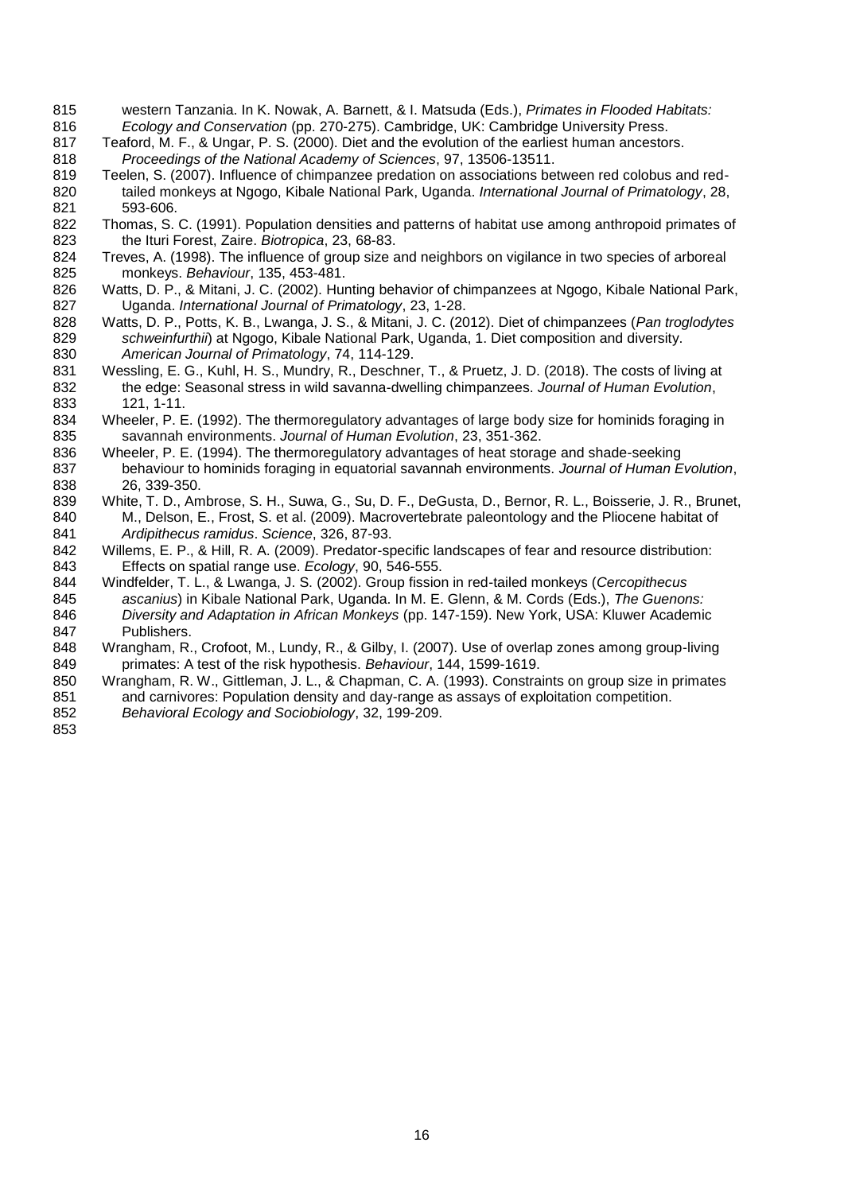western Tanzania. In K. Nowak, A. Barnett, & I. Matsuda (Eds.), *Primates in Flooded Habitats: Ecology and Conservation* (pp. 270-275). Cambridge, UK: Cambridge University Press.

Teaford, M. F., & Ungar, P. S. (2000). Diet and the evolution of the earliest human ancestors. *Proceedings of the National Academy of Sciences*, 97, 13506-13511.

Teelen, S. (2007). Influence of chimpanzee predation on associations between red colobus and red-tailed monkeys at Ngogo, Kibale National Park, Uganda. *International Journal of Primatology*, 28, 593-606.

Thomas, S. C. (1991). Population densities and patterns of habitat use among anthropoid primates of the Ituri Forest, Zaire. *Biotropica*, 23, 68-83.

Treves, A. (1998). The influence of group size and neighbors on vigilance in two species of arboreal monkeys. *Behaviour*, 135, 453-481.

Watts, D. P., & Mitani, J. C. (2002). Hunting behavior of chimpanzees at Ngogo, Kibale National Park, Uganda. *International Journal of Primatology*, 23, 1-28.

Watts, D. P., Potts, K. B., Lwanga, J. S., & Mitani, J. C. (2012). Diet of chimpanzees (*Pan troglodytes schweinfurthii*) at Ngogo, Kibale National Park, Uganda, 1. Diet composition and diversity. *American Journal of Primatology*, 74, 114-129.

Wessling, E. G., Kuhl, H. S., Mundry, R., Deschner, T., & Pruetz, J. D. (2018). The costs of living at the edge: Seasonal stress in wild savanna-dwelling chimpanzees. *Journal of Human Evolution*, 121, 1-11.

Wheeler, P. E. (1992). The thermoregulatory advantages of large body size for hominids foraging in savannah environments. *Journal of Human Evolution*, 23, 351-362.

Wheeler, P. E. (1994). The thermoregulatory advantages of heat storage and shade-seeking behaviour to hominids foraging in equatorial savannah environments. *Journal of Human Evolution*, 26, 339-350.

White, T. D., Ambrose, S. H., Suwa, G., Su, D. F., DeGusta, D., Bernor, R. L., Boisserie, J. R., Brunet, M., Delson, E., Frost, S. et al. (2009). Macrovertebrate paleontology and the Pliocene habitat of *Ardipithecus ramidus*. *Science*, 326, 87-93.

Willems, E. P., & Hill, R. A. (2009). Predator-specific landscapes of fear and resource distribution: Effects on spatial range use. *Ecology*, 90, 546-555.

Windfelder, T. L., & Lwanga, J. S. (2002). Group fission in red-tailed monkeys (*Cercopithecus ascanius*) in Kibale National Park, Uganda. In M. E. Glenn, & M. Cords (Eds.), *The Guenons: Diversity and Adaptation in African Monkeys* (pp. 147-159). New York, USA: Kluwer Academic Publishers.

Wrangham, R., Crofoot, M., Lundy, R., & Gilby, I. (2007). Use of overlap zones among group-living primates: A test of the risk hypothesis. *Behaviour*, 144, 1599-1619.

Wrangham, R. W., Gittleman, J. L., & Chapman, C. A. (1993). Constraints on group size in primates and carnivores: Population density and day-range as assays of exploitation competition. *Behavioral Ecology and Sociobiology*, 32, 199-209.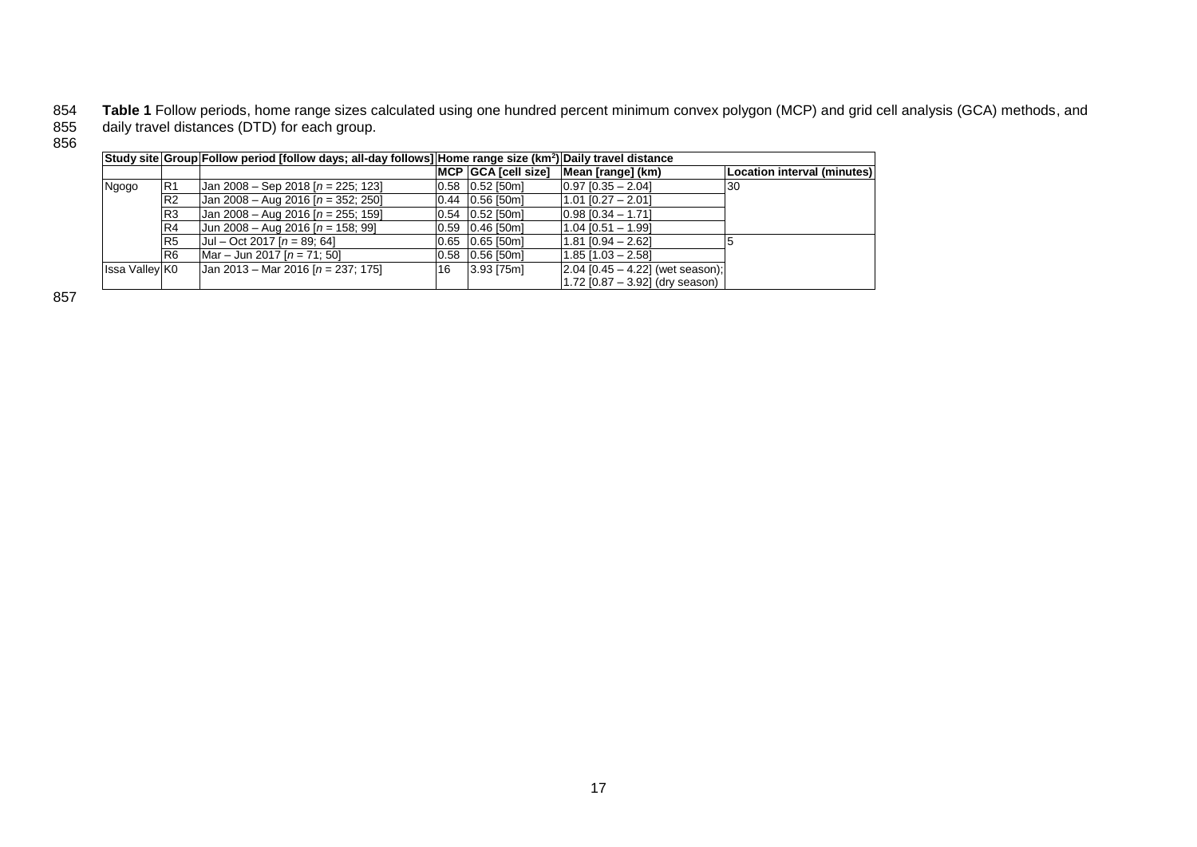**Table 1** Follow periods, home range sizes calculated using one hundred percent minimum convex polygon (MCP) and grid cell analysis (GCA) methods, and daily travel distances (DTD) for each group.

| Study site | Group | Follow period [follow days; all-day follows] | Home range size (km$^2$) | | Daily travel distance | |
|---|---|---|---|---|---|---|
| | | | MCP | GCA [cell size] | Mean [range] (km) | Location interval (minutes) |
| Ngogo | R1 | Jan 2008 – Sep 2018 [*n* = 225; 123] | 0.58 | 0.52 [50m] | 0.97 [0.35 – 2.04] | 30 |
| | R2 | Jan 2008 – Aug 2016 [*n* = 352; 250] | 0.44 | 0.56 [50m] | 1.01 [0.27 – 2.01] | |
| | R3 | Jan 2008 – Aug 2016 [*n* = 255; 159] | 0.54 | 0.52 [50m] | 0.98 [0.34 – 1.71] | |
| | R4 | Jun 2008 – Aug 2016 [*n* = 158; 99] | 0.59 | 0.46 [50m] | 1.04 [0.51 – 1.99] | |
| | R5 | Jul – Oct 2017 [*n* = 89; 64] | 0.65 | 0.65 [50m] | 1.81 [0.94 – 2.62] | 5 |
| | R6 | Mar – Jun 2017 [*n* = 71; 50] | 0.58 | 0.56 [50m] | 1.85 [1.03 – 2.58] | |
| Issa Valley | K0 | Jan 2013 – Mar 2016 [*n* = 237; 175] | 16 | 3.93 [75m] | 2.04 [0.45 – 4.22] (wet season); 1.72 [0.87 – 3.92] (dry season) | |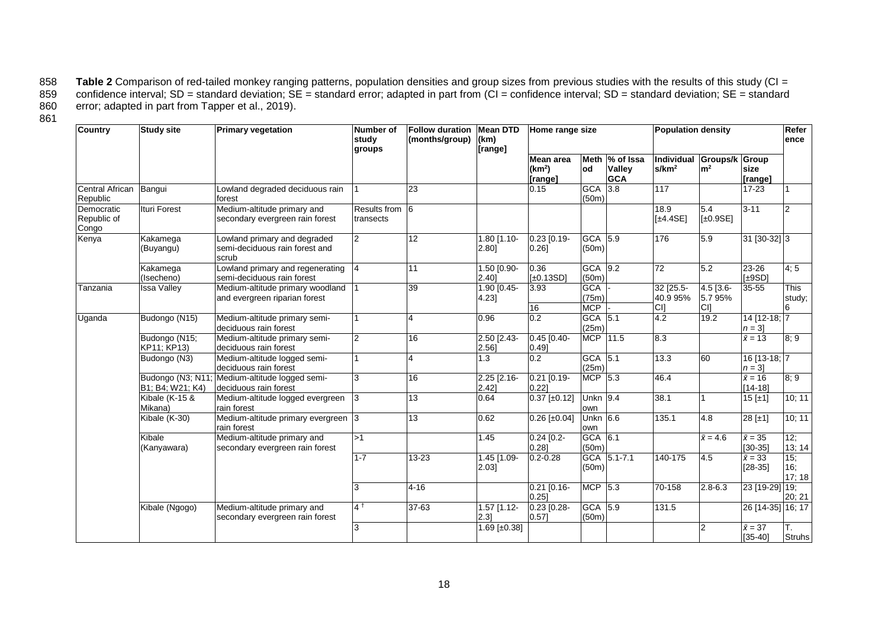**Table 2** Comparison of red-tailed monkey ranging patterns, population densities and group sizes from previous studies with the results of this study (CI = confidence interval; SD = standard deviation; SE = standard error; adapted in part from (CI = confidence interval; SD = standard deviation; SE = standard error; adapted in part from Tapper et al., 2019).

| Country | Study site | Primary vegetation | Number of study groups | Follow duration (months/group) | Mean DTD (km) [range] | Home range size | | | Population density | | | Reference |
|---|---|---|---|---|---|---|---|---|---|---|---|---|
| | | | | | | Mean area ($km^2$) [range] | Method | % of Issa Valley GCA | Individuals/$km^2$ | Groups/$km^2$ | Group size [range] | |
| Central African Republic | Bangui | Lowland degraded deciduous rain forest | 1 | 23 | | 0.15 | GCA (50m) | 3.8 | 117 | | 17-23 | 1 |
| Democratic Republic of Congo | Ituri Forest | Medium-altitude primary and secondary evergreen rain forest | Results from transects | 6 | | | | | 18.9 [±4.4SE] | 5.4 [±0.9SE] | 3-11 | 2 |
| Kenya | Kakamega (Buyangu) | Lowland primary and degraded semi-deciduous rain forest and scrub | 2 | 12 | 1.80 [1.10-2.80] | 0.23 [0.19-0.26] | GCA (50m) | 5.9 | 176 | 5.9 | 31 [30-32] | 3 |
| | Kakamega (Isecheno) | Lowland primary and regenerating semi-deciduous rain forest | 4 | 11 | 1.50 [0.90-2.40] | 0.36 [±0.13SD] | GCA (50m) | 9.2 | 72 | 5.2 | 23-26 [±9SD] | 4; 5 |
| Tanzania | Issa Valley | Medium-altitude primary woodland and evergreen riparian forest | 1 | 39 | 1.90 [0.45-4.23] | 3.93 | GCA (75m) | - | 32 [25.5-40.9 95% CI] | 4.5 [3.6-5.7 95% CI] | 35-55 | This study; 6 |
| | | | | | | 16 | MCP | - | | | | |
| Uganda | Budongo (N15) | Medium-altitude primary semi-deciduous rain forest | 1 | 4 | 0.96 | 0.2 | GCA (25m) | 5.1 | 4.2 | 19.2 | 14 [12-18; $n = 3$] | 7 |
| | Budongo (N15; KP11; KP13) | Medium-altitude primary semi-deciduous rain forest | 2 | 16 | 2.50 [2.43-2.56] | 0.45 [0.40-0.49] | MCP | 11.5 | 8.3 | | $\bar{x} = 13$ | 8; 9 |
| | Budongo (N3) | Medium-altitude logged semi-deciduous rain forest | 1 | 4 | 1.3 | 0.2 | GCA (25m) | 5.1 | 13.3 | 60 | 16 [13-18; $n = 3$] | 7 |
| | Budongo (N3; N11; B1; B4; W21; K4) | Medium-altitude logged semi-deciduous rain forest | 3 | 16 | 2.25 [2.16-2.42] | 0.21 [0.19-0.22] | MCP | 5.3 | 46.4 | | $\bar{x} = 16$ [14-18] | 8; 9 |
| | Kibale (K-15 & Mikana) | Medium-altitude logged evergreen rain forest | 3 | 13 | 0.64 | 0.37 [±0.12] | Unknown | 9.4 | 38.1 | 1 | 15 [±1] | 10; 11 |
| | Kibale (K-30) | Medium-altitude primary evergreen rain forest | 3 | 13 | 0.62 | 0.26 [±0.04] | Unknown | 6.6 | 135.1 | 4.8 | 28 [±1] | 10; 11 |
| | Kibale (Kanyawara) | Medium-altitude primary and secondary evergreen rain forest | >1 | | 1.45 | 0.24 [0.2-0.28] | GCA (50m) | 6.1 | | $\bar{x} = 4.6$ | $\bar{x} = 35$ [30-35] | 12; 13; 14 |
| | | | 1-7 | 13-23 | 1.45 [1.09-2.03] | 0.2-0.28 | GCA (50m) | 5.1-7.1 | 140-175 | 4.5 | $\bar{x} = 33$ [28-35] | 15; 16; 17; 18 |
| | | | 3 | 4-16 | | 0.21 [0.16-0.25] | MCP | 5.3 | 70-158 | 2.8-6.3 | 23 [19-29] | 19; 20; 21 |
| | Kibale (Ngogo) | Medium-altitude primary and secondary evergreen rain forest | 4 [†] | 37-63 | 1.57 [1.12-2.3] | 0.23 [0.28-0.57] | GCA (50m) | 5.9 | 131.5 | | 26 [14-35] | 16; 17 |
| | | | 3 | | 1.69 [±0.38] | | | | | 2 | $\bar{x} = 37$ [35-40] | T. Struhs |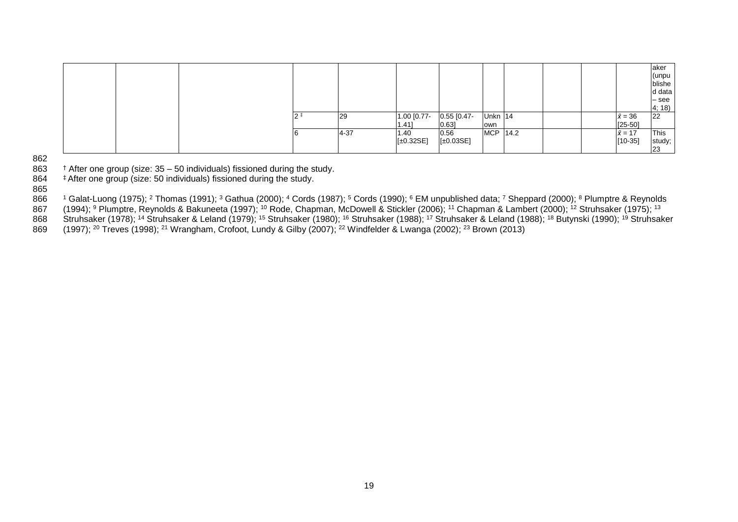| | | | | | | | | | | | | aker (unpublished data – see 4; 18) |
|---|---|---|---|---|---|---|---|---|---|---|---|---|
| | | | 2 ‡ | 29 | 1.00 [0.77-1.41] | 0.55 [0.47-0.63] | Unknown | 14 | | | $\bar{x}$ = 36 [25-50] | 22 |
| | | | 6 | 4-37 | 1.40 [±0.32SE] | 0.56 [±0.03SE] | MCP | 14.2 | | | $\bar{x}$ = 17 [10-35] | This study; 23 |

† After one group (size: 35 – 50 individuals) fissioned during the study.

‡ After one group (size: 50 individuals) fissioned during the study.

[1] Galat-Luong (1975); [2] Thomas (1991); [3] Gathua (2000); [4] Cords (1987); [5] Cords (1990); [6] EM unpublished data; [7] Sheppard (2000); [8] Plumptre & Reynolds (1994); [9] Plumptre, Reynolds & Bakuneeta (1997); [10] Rode, Chapman, McDowell & Stickler (2006); [11] Chapman & Lambert (2000); [12] Struhsaker (1975); [13] Struhsaker (1978); [14] Struhsaker & Leland (1979); [15] Struhsaker (1980); [16] Struhsaker (1988); [17] Struhsaker & Leland (1988); [18] Butynski (1990); [19] Struhsaker (1997); [20] Treves (1998); [21] Wrangham, Crofoot, Lundy & Gilby (2007); [22] Windfelder & Lwanga (2002); [23] Brown (2013)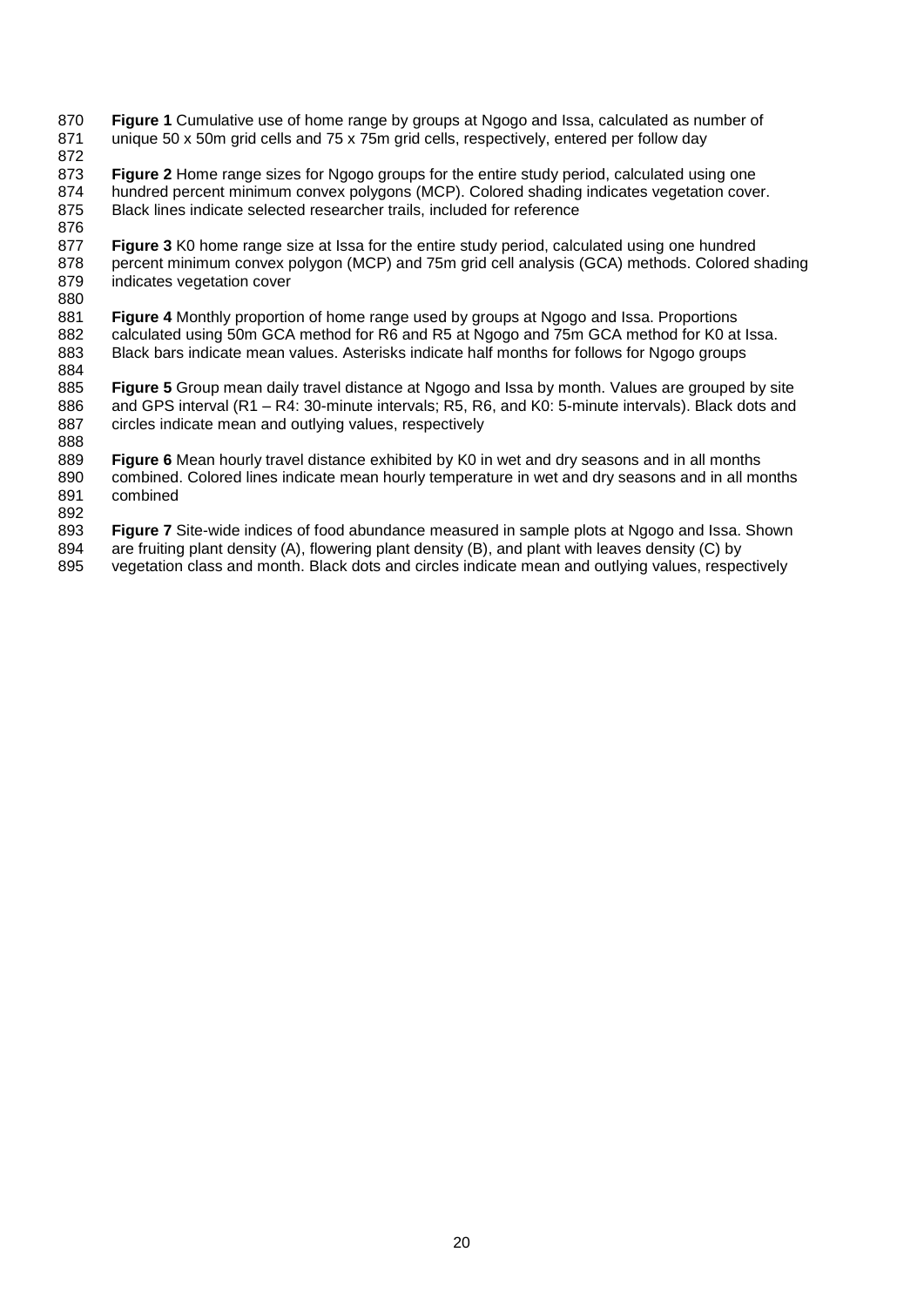**Figure 1** Cumulative use of home range by groups at Ngogo and Issa, calculated as number of unique 50 x 50m grid cells and 75 x 75m grid cells, respectively, entered per follow day

**Figure 2** Home range sizes for Ngogo groups for the entire study period, calculated using one hundred percent minimum convex polygons (MCP). Colored shading indicates vegetation cover. Black lines indicate selected researcher trails, included for reference

**Figure 3** K0 home range size at Issa for the entire study period, calculated using one hundred percent minimum convex polygon (MCP) and 75m grid cell analysis (GCA) methods. Colored shading indicates vegetation cover

**Figure 4** Monthly proportion of home range used by groups at Ngogo and Issa. Proportions calculated using 50m GCA method for R6 and R5 at Ngogo and 75m GCA method for K0 at Issa. Black bars indicate mean values. Asterisks indicate half months for follows for Ngogo groups

**Figure 5** Group mean daily travel distance at Ngogo and Issa by month. Values are grouped by site and GPS interval (R1 – R4: 30-minute intervals; R5, R6, and K0: 5-minute intervals). Black dots and circles indicate mean and outlying values, respectively

**Figure 6** Mean hourly travel distance exhibited by K0 in wet and dry seasons and in all months combined. Colored lines indicate mean hourly temperature in wet and dry seasons and in all months combined

**Figure 7** Site-wide indices of food abundance measured in sample plots at Ngogo and Issa. Shown are fruiting plant density (A), flowering plant density (B), and plant with leaves density (C) by vegetation class and month. Black dots and circles indicate mean and outlying values, respectively